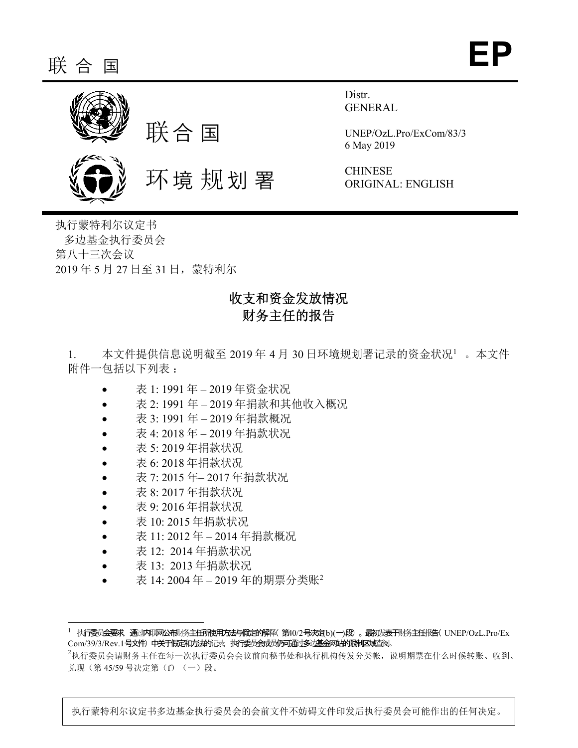联 合 国 **EP**

联合国

环境规划署

Distr.
GENERAL

UNEP/OzL.Pro/ExCom/83/3
6 May 2019

CHINESE
ORIGINAL: ENGLISH

执行蒙特利尔议定书
多边基金执行委员会
第八十三次会议
2019 年 5 月 27 日至 31 日，蒙特利尔

## 收支和资金发放情况
## 财务主任的报告

1. 本文件提供信息说明截至 2019 年 4 月 30 日环境规划署记录的资金状况[1]。本文件附件一包括以下列表：

- 表 1: 1991 年 – 2019 年资金状况
- 表 2: 1991 年 – 2019 年捐款和其他收入概况
- 表 3: 1991 年 – 2019 年捐款概况
- 表 4: 2018 年 – 2019 年捐款状况
- 表 5: 2019 年捐款状况
- 表 6: 2018 年捐款状况
- 表 7: 2015 年– 2017 年捐款状况
- 表 8: 2017 年捐款状况
- 表 9: 2016 年捐款状况
- 表 10: 2015 年捐款状况
- 表 11: 2012 年 – 2014 年捐款概况
- 表 12: 2014 年捐款状况
- 表 13: 2013 年捐款状况
- 表 14: 2004 年 – 2019 年的期票分类账[2]

---

[1] 执行委员会要求，通过内联网公布财务主任所使用方法与假定的解释（第40/2号决定b)(一)段）。最初发表于财务主任报告（UNEP/OzL.Pro/ExCom/39/3/Rev.1号文件）中关于假定和方法的记录，执行委员会成员仍可通过多边基金网站的限制区域查阅。

[2] 执行委员会请财务主任在每一次执行委员会会议前向秘书处和执行机构传发分类帐，说明期票在什么时候转账、收到、兑现（第 45/59 号决定第（f）（一）段。

执行蒙特利尔议定书多边基金执行委员会的会前文件不妨碍文件印发后执行委员会可能作出的任何决定。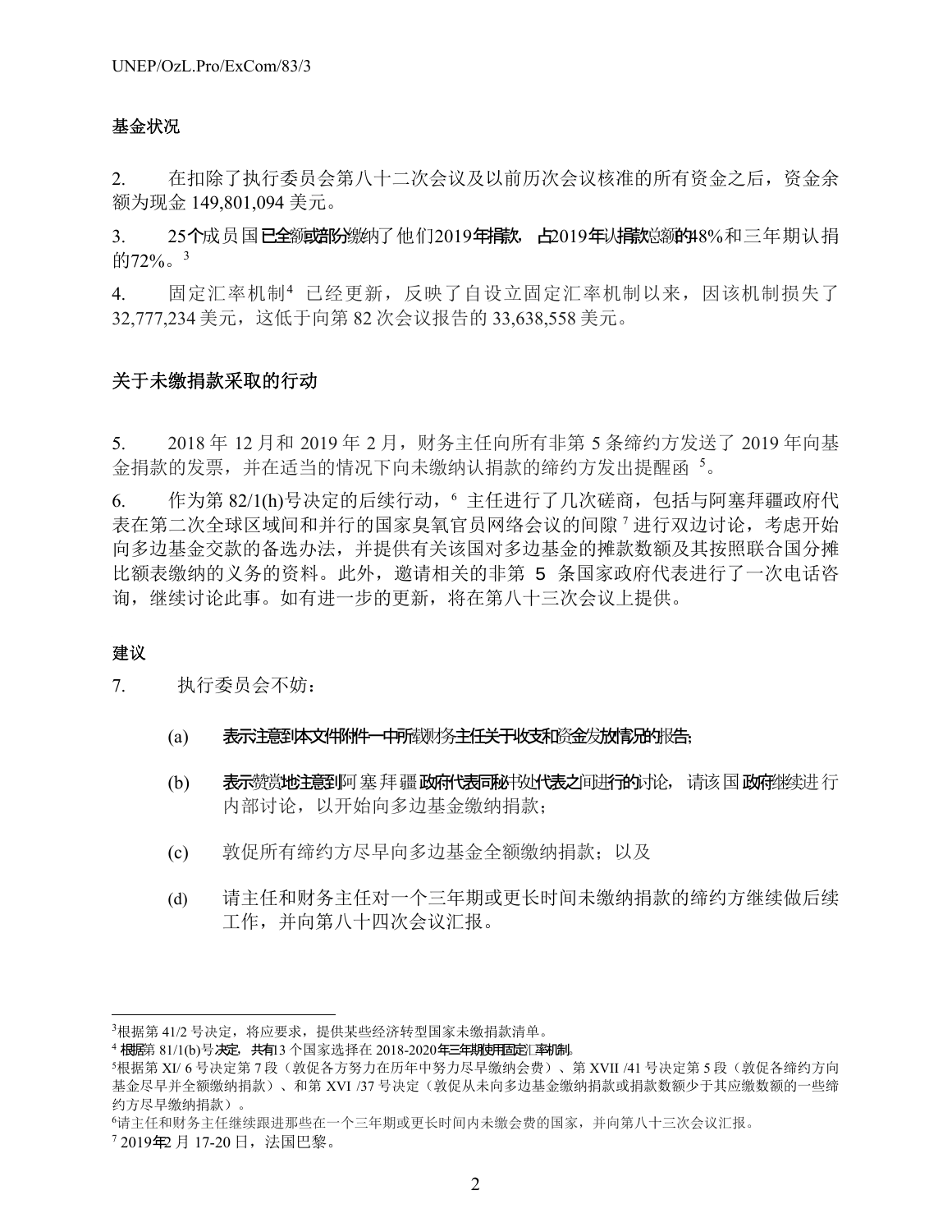### 基金状况

2. 在扣除了执行委员会第八十二次会议及以前历次会议核准的所有资金之后，资金余额为现金 149,801,094 美元。

3. 25个成员国已全额或部分缴纳了他们2019年捐款，占2019年认捐款总额的48%和三年期认捐的72%。[3]

4. 固定汇率机制[4] 已经更新，反映了自设立固定汇率机制以来，因该机制损失了 32,777,234 美元，这低于向第 82 次会议报告的 33,638,558 美元。

### 关于未缴捐款采取的行动

5. 2018 年 12 月和 2019 年 2 月，财务主任向所有非第 5 条缔约方发送了 2019 年向基金捐款的发票，并在适当的情况下向未缴纳认捐款的缔约方发出提醒函 [5]。

6. 作为第 82/1(h)号决定的后续行动，[6] 主任进行了几次磋商，包括与阿塞拜疆政府代表在第二次全球区域间和并行的国家臭氧官员网络会议的间隙 [7] 进行双边讨论，考虑开始向多边基金交款的备选办法，并提供有关该国对多边基金的摊款数额及其按照联合国分摊比额表缴纳的义务的资料。此外，邀请相关的非第 5 条国家政府代表进行了一次电话咨询，继续讨论此事。如有进一步的更新，将在第八十三次会议上提供。

### 建议

7. 执行委员会不妨：

(a) 表示注意到本文件附件一中所载财务主任关于收支和资金发放情况的报告；

(b) 表示赞赏地注意到阿塞拜疆政府代表同秘书处代表之间进行的讨论，请该国政府继续进行内部讨论，以开始向多边基金缴纳捐款；

(c) 敦促所有缔约方尽早向多边基金全额缴纳捐款；以及

(d) 请主任和财务主任对一个三年期或更长时间未缴纳捐款的缔约方继续做后续工作，并向第八十四次会议汇报。

---

[3] 根据第 41/2 号决定，将应要求，提供某些经济转型国家未缴捐款清单。

[4] 根据第 81/1(b)号决定，共有13 个国家选择在 2018-2020年三年期使用固定汇率机制。

[5] 根据第 XI/ 6 号决定第 7 段（敦促各方努力在历年中努力尽早缴纳会费）、第 XVII /41 号决定第 5 段（敦促各缔约方向基金尽早并全额缴纳捐款）、和第 XVI /37 号决定（敦促从未向多边基金缴纳捐款或捐款数额少于其应缴数额的一些缔约方尽早缴纳捐款）。

[6] 请主任和财务主任继续跟进那些在一个三年期或更长时间内未缴会费的国家，并向第八十三次会议汇报。

[7] 2019年2 月 17-20 日，法国巴黎。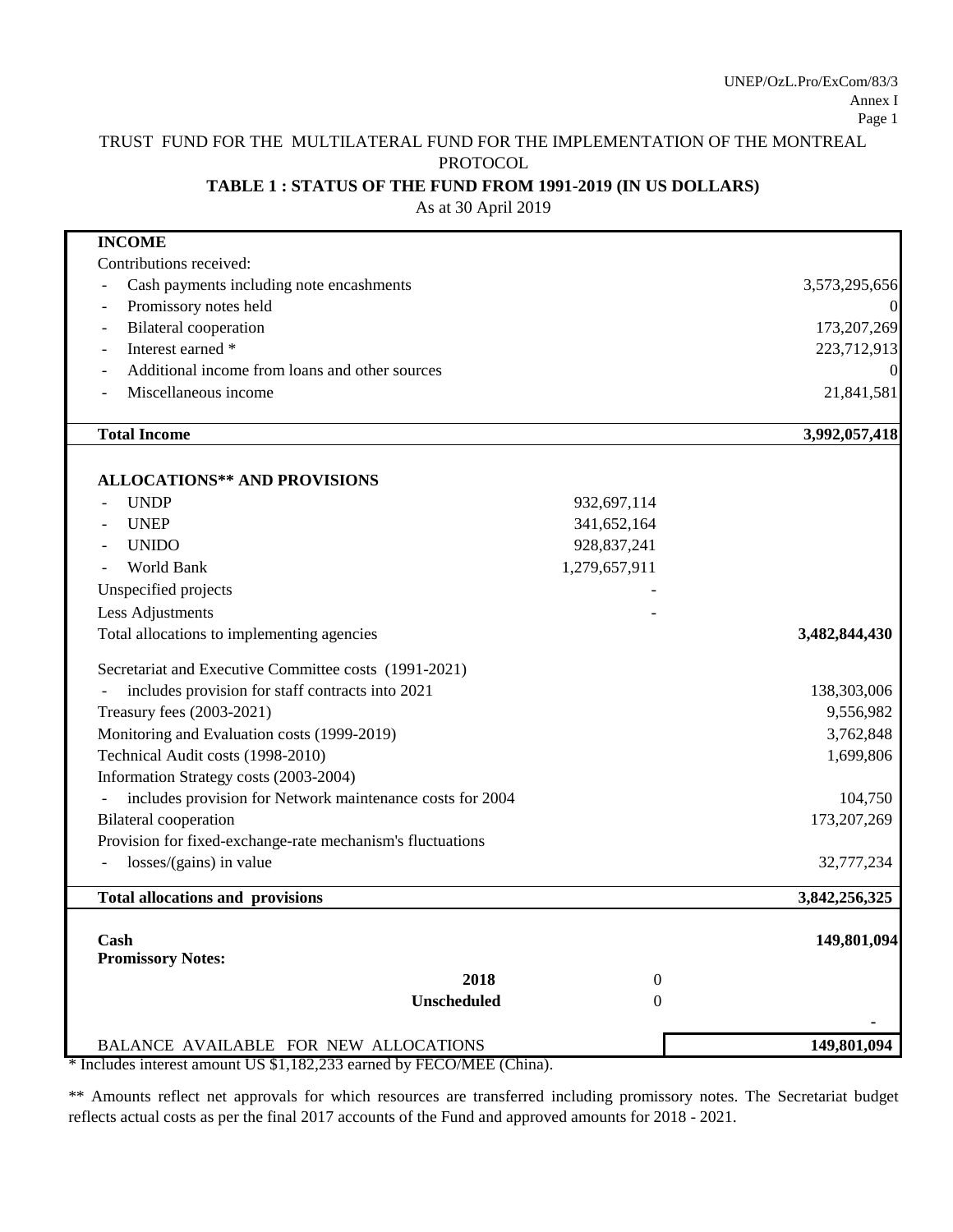TRUST FUND FOR THE MULTILATERAL FUND FOR THE IMPLEMENTATION OF THE MONTREAL PROTOCOL

**TABLE 1 : STATUS OF THE FUND FROM 1991-2019 (IN US DOLLARS)**

As at 30 April 2019

| | | |
|---|---|---|
| **INCOME** | | |
| Contributions received: | | |
| - Cash payments including note encashments | | 3,573,295,656 |
| - Promissory notes held | | 0 |
| - Bilateral cooperation | | 173,207,269 |
| - Interest earned * | | 223,712,913 |
| - Additional income from loans and other sources | | 0 |
| - Miscellaneous income | | 21,841,581 |
| **Total Income** | | **3,992,057,418** |
| **ALLOCATIONS** AND PROVISIONS** | | |
| - UNDP | 932,697,114 | |
| - UNEP | 341,652,164 | |
| - UNIDO | 928,837,241 | |
| - World Bank | 1,279,657,911 | |
| Unspecified projects | - | |
| Less Adjustments | - | |
| Total allocations to implementing agencies | | **3,482,844,430** |
| Secretariat and Executive Committee costs (1991-2021) | | |
| - includes provision for staff contracts into 2021 | | 138,303,006 |
| Treasury fees (2003-2021) | | 9,556,982 |
| Monitoring and Evaluation costs (1999-2019) | | 3,762,848 |
| Technical Audit costs (1998-2010) | | 1,699,806 |
| Information Strategy costs (2003-2004) | | |
| - includes provision for Network maintenance costs for 2004 | | 104,750 |
| Bilateral cooperation | | 173,207,269 |
| Provision for fixed-exchange-rate mechanism's fluctuations | | |
| - losses/(gains) in value | | 32,777,234 |
| **Total allocations and provisions** | | **3,842,256,325** |
| **Cash** | | **149,801,094** |
| **Promissory Notes:** | | |
| **2018** | 0 | |
| **Unscheduled** | 0 | |
| | | - |
| BALANCE AVAILABLE FOR NEW ALLOCATIONS | | **149,801,094** |

* Includes interest amount US $1,182,233 earned by FECO/MEE (China).

** Amounts reflect net approvals for which resources are transferred including promissory notes. The Secretariat budget reflects actual costs as per the final 2017 accounts of the Fund and approved amounts for 2018 - 2021.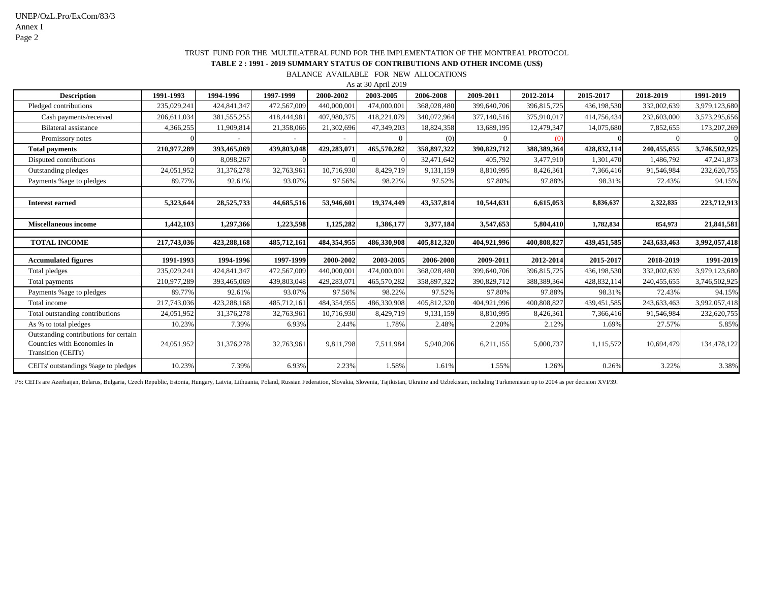TRUST FUND FOR THE MULTILATERAL FUND FOR THE IMPLEMENTATION OF THE MONTREAL PROTOCOL

**TABLE 2 : 1991 - 2019 SUMMARY STATUS OF CONTRIBUTIONS AND OTHER INCOME (US$)**

BALANCE AVAILABLE FOR NEW ALLOCATIONS

As at 30 April 2019

| Description | 1991-1993 | 1994-1996 | 1997-1999 | 2000-2002 | 2003-2005 | 2006-2008 | 2009-2011 | 2012-2014 | 2015-2017 | 2018-2019 | 1991-2019 |
|---|---|---|---|---|---|---|---|---|---|---|---|
| Pledged contributions | 235,029,241 | 424,841,347 | 472,567,009 | 440,000,001 | 474,000,001 | 368,028,480 | 399,640,706 | 396,815,725 | 436,198,530 | 332,002,639 | 3,979,123,680 |
| Cash payments/received | 206,611,034 | 381,555,255 | 418,444,981 | 407,980,375 | 418,221,079 | 340,072,964 | 377,140,516 | 375,910,017 | 414,756,434 | 232,603,000 | 3,573,295,656 |
| Bilateral assistance | 4,366,255 | 11,909,814 | 21,358,066 | 21,302,696 | 47,349,203 | 18,824,358 | 13,689,195 | 12,479,347 | 14,075,680 | 7,852,655 | 173,207,269 |
| Promissory notes | 0 | - | - | - | 0 | (0) | 0 | (0) | 0 | 0 | 0 |
| **Total payments** | **210,977,289** | **393,465,069** | **439,803,048** | **429,283,071** | **465,570,282** | **358,897,322** | **390,829,712** | **388,389,364** | **428,832,114** | **240,455,655** | **3,746,502,925** |
| Disputed contributions | 0 | 8,098,267 | 0 | 0 | 0 | 32,471,642 | 405,792 | 3,477,910 | 1,301,470 | 1,486,792 | 47,241,873 |
| Outstanding pledges | 24,051,952 | 31,376,278 | 32,763,961 | 10,716,930 | 8,429,719 | 9,131,159 | 8,810,995 | 8,426,361 | 7,366,416 | 91,546,984 | 232,620,755 |
| Payments %age to pledges | 89.77% | 92.61% | 93.07% | 97.56% | 98.22% | 97.52% | 97.80% | 97.88% | 98.31% | 72.43% | 94.15% |
| | | | | | | | | | | | |
| **Interest earned** | **5,323,644** | **28,525,733** | **44,685,516** | **53,946,601** | **19,374,449** | **43,537,814** | **10,544,631** | **6,615,053** | **8,836,637** | **2,322,835** | **223,712,913** |
| | | | | | | | | | | | |
| **Miscellaneous income** | **1,442,103** | **1,297,366** | **1,223,598** | **1,125,282** | **1,386,177** | **3,377,184** | **3,547,653** | **5,804,410** | **1,782,834** | **854,973** | **21,841,581** |
| | | | | | | | | | | | |
| **TOTAL INCOME** | **217,743,036** | **423,288,168** | **485,712,161** | **484,354,955** | **486,330,908** | **405,812,320** | **404,921,996** | **400,808,827** | **439,451,585** | **243,633,463** | **3,992,057,418** |
| | | | | | | | | | | | |
| **Accumulated figures** | **1991-1993** | **1994-1996** | **1997-1999** | **2000-2002** | **2003-2005** | **2006-2008** | **2009-2011** | **2012-2014** | **2015-2017** | **2018-2019** | **1991-2019** |
| Total pledges | 235,029,241 | 424,841,347 | 472,567,009 | 440,000,001 | 474,000,001 | 368,028,480 | 399,640,706 | 396,815,725 | 436,198,530 | 332,002,639 | 3,979,123,680 |
| Total payments | 210,977,289 | 393,465,069 | 439,803,048 | 429,283,071 | 465,570,282 | 358,897,322 | 390,829,712 | 388,389,364 | 428,832,114 | 240,455,655 | 3,746,502,925 |
| Payments %age to pledges | 89.77% | 92.61% | 93.07% | 97.56% | 98.22% | 97.52% | 97.80% | 97.88% | 98.31% | 72.43% | 94.15% |
| Total income | 217,743,036 | 423,288,168 | 485,712,161 | 484,354,955 | 486,330,908 | 405,812,320 | 404,921,996 | 400,808,827 | 439,451,585 | 243,633,463 | 3,992,057,418 |
| Total outstanding contributions | 24,051,952 | 31,376,278 | 32,763,961 | 10,716,930 | 8,429,719 | 9,131,159 | 8,810,995 | 8,426,361 | 7,366,416 | 91,546,984 | 232,620,755 |
| As % to total pledges | 10.23% | 7.39% | 6.93% | 2.44% | 1.78% | 2.48% | 2.20% | 2.12% | 1.69% | 27.57% | 5.85% |
| Outstanding contributions for certain Countries with Economies in Transition (CEITs) | 24,051,952 | 31,376,278 | 32,763,961 | 9,811,798 | 7,511,984 | 5,940,206 | 6,211,155 | 5,000,737 | 1,115,572 | 10,694,479 | 134,478,122 |
| CEITs' outstandings %age to pledges | 10.23% | 7.39% | 6.93% | 2.23% | 1.58% | 1.61% | 1.55% | 1.26% | 0.26% | 3.22% | 3.38% |

PS: CEITs are Azerbaijan, Belarus, Bulgaria, Czech Republic, Estonia, Hungary, Latvia, Lithuania, Poland, Russian Federation, Slovakia, Slovenia, Tajikistan, Ukraine and Uzbekistan, including Turkmenistan up to 2004 as per decision XVI/39.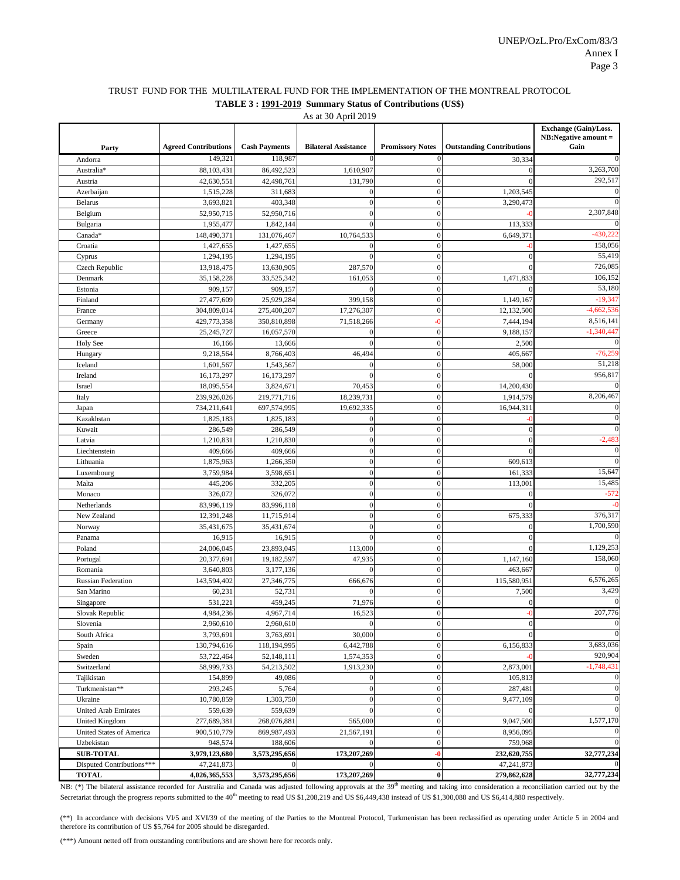TRUST FUND FOR THE MULTILATERAL FUND FOR THE IMPLEMENTATION OF THE MONTREAL PROTOCOL

**TABLE 3 : 1991-2019 Summary Status of Contributions (US$)**

As at 30 April 2019

| Party | Agreed Contributions | Cash Payments | Bilateral Assistance | Promissory Notes | Outstanding Contributions | Exchange (Gain)/Loss. NB:Negative amount = Gain |
|---|---|---|---|---|---|---|
| Andorra | 149,321 | 118,987 | 0 | 0 | 30,334 | 0 |
| Australia* | 88,103,431 | 86,492,523 | 1,610,907 | 0 | 0 | 3,263,700 |
| Austria | 42,630,551 | 42,498,761 | 131,790 | 0 | 0 | 292,517 |
| Azerbaijan | 1,515,228 | 311,683 | 0 | 0 | 1,203,545 | 0 |
| Belarus | 3,693,821 | 403,348 | 0 | 0 | 3,290,473 | 0 |
| Belgium | 52,950,715 | 52,950,716 | 0 | 0 | -0 | 2,307,848 |
| Bulgaria | 1,955,477 | 1,842,144 | 0 | 0 | 113,333 | 0 |
| Canada* | 148,490,371 | 131,076,467 | 10,764,533 | 0 | 6,649,371 | -430,222 |
| Croatia | 1,427,655 | 1,427,655 | 0 | 0 | -0 | 158,056 |
| Cyprus | 1,294,195 | 1,294,195 | 0 | 0 | 0 | 55,419 |
| Czech Republic | 13,918,475 | 13,630,905 | 287,570 | 0 | 0 | 726,085 |
| Denmark | 35,158,228 | 33,525,342 | 161,053 | 0 | 1,471,833 | 106,152 |
| Estonia | 909,157 | 909,157 | 0 | 0 | 0 | 53,180 |
| Finland | 27,477,609 | 25,929,284 | 399,158 | 0 | 1,149,167 | -19,347 |
| France | 304,809,014 | 275,400,207 | 17,276,307 | 0 | 12,132,500 | -4,662,536 |
| Germany | 429,773,358 | 350,810,898 | 71,518,266 | -0 | 7,444,194 | 8,516,141 |
| Greece | 25,245,727 | 16,057,570 | 0 | 0 | 9,188,157 | -1,340,447 |
| Holy See | 16,166 | 13,666 | 0 | 0 | 2,500 | 0 |
| Hungary | 9,218,564 | 8,766,403 | 46,494 | 0 | 405,667 | -76,259 |
| Iceland | 1,601,567 | 1,543,567 | 0 | 0 | 58,000 | 51,218 |
| Ireland | 16,173,297 | 16,173,297 | 0 | 0 | 0 | 956,817 |
| Israel | 18,095,554 | 3,824,671 | 70,453 | 0 | 14,200,430 | 0 |
| Italy | 239,926,026 | 219,771,716 | 18,239,731 | 0 | 1,914,579 | 8,206,467 |
| Japan | 734,211,641 | 697,574,995 | 19,692,335 | 0 | 16,944,311 | 0 |
| Kazakhstan | 1,825,183 | 1,825,183 | 0 | 0 | -0 | 0 |
| Kuwait | 286,549 | 286,549 | 0 | 0 | 0 | 0 |
| Latvia | 1,210,831 | 1,210,830 | 0 | 0 | 0 | -2,483 |
| Liechtenstein | 409,666 | 409,666 | 0 | 0 | 0 | 0 |
| Lithuania | 1,875,963 | 1,266,350 | 0 | 0 | 609,613 | 0 |
| Luxembourg | 3,759,984 | 3,598,651 | 0 | 0 | 161,333 | 15,647 |
| Malta | 445,206 | 332,205 | 0 | 0 | 113,001 | 15,485 |
| Monaco | 326,072 | 326,072 | 0 | 0 | 0 | -572 |
| Netherlands | 83,996,119 | 83,996,118 | 0 | 0 | 0 | -0 |
| New Zealand | 12,391,248 | 11,715,914 | 0 | 0 | 675,333 | 376,317 |
| Norway | 35,431,675 | 35,431,674 | 0 | 0 | 0 | 1,700,590 |
| Panama | 16,915 | 16,915 | 0 | 0 | 0 | 0 |
| Poland | 24,006,045 | 23,893,045 | 113,000 | 0 | 0 | 1,129,253 |
| Portugal | 20,377,691 | 19,182,597 | 47,935 | 0 | 1,147,160 | 158,060 |
| Romania | 3,640,803 | 3,177,136 | 0 | 0 | 463,667 | 0 |
| Russian Federation | 143,594,402 | 27,346,775 | 666,676 | 0 | 115,580,951 | 6,576,265 |
| San Marino | 60,231 | 52,731 | 0 | 0 | 7,500 | 3,429 |
| Singapore | 531,221 | 459,245 | 71,976 | 0 | 0 | 0 |
| Slovak Republic | 4,984,236 | 4,967,714 | 16,523 | 0 | -0 | 207,776 |
| Slovenia | 2,960,610 | 2,960,610 | 0 | 0 | 0 | 0 |
| South Africa | 3,793,691 | 3,763,691 | 30,000 | 0 | 0 | 0 |
| Spain | 130,794,616 | 118,194,995 | 6,442,788 | 0 | 6,156,833 | 3,683,036 |
| Sweden | 53,722,464 | 52,148,111 | 1,574,353 | 0 | -0 | 920,904 |
| Switzerland | 58,999,733 | 54,213,502 | 1,913,230 | 0 | 2,873,001 | -1,748,431 |
| Tajikistan | 154,899 | 49,086 | 0 | 0 | 105,813 | 0 |
| Turkmenistan** | 293,245 | 5,764 | 0 | 0 | 287,481 | 0 |
| Ukraine | 10,780,859 | 1,303,750 | 0 | 0 | 9,477,109 | 0 |
| United Arab Emirates | 559,639 | 559,639 | 0 | 0 | 0 | 0 |
| United Kingdom | 277,689,381 | 268,076,881 | 565,000 | 0 | 9,047,500 | 1,577,170 |
| United States of America | 900,510,779 | 869,987,493 | 21,567,191 | 0 | 8,956,095 | 0 |
| Uzbekistan | 948,574 | 188,606 | 0 | 0 | 759,968 | 0 |
| **SUB-TOTAL** | **3,979,123,680** | **3,573,295,656** | **173,207,269** | **-0** | **232,620,755** | **32,777,234** |
| Disputed Contributions*** | 47,241,873 | 0 | 0 | 0 | 47,241,873 | 0 |
| **TOTAL** | **4,026,365,553** | **3,573,295,656** | **173,207,269** | **0** | **279,862,628** | **32,777,234** |

NB: (*) The bilateral assistance recorded for Australia and Canada was adjusted following approvals at the 39th meeting and taking into consideration a reconciliation carried out by the Secretariat through the progress reports submitted to the 40th meeting to read US $1,208,219 and US $6,449,438 instead of US $1,300,088 and US $6,414,880 respectively.

(**) In accordance with decisions VI/5 and XVI/39 of the meeting of the Parties to the Montreal Protocol, Turkmenistan has been reclassified as operating under Article 5 in 2004 and therefore its contribution of US $5,764 for 2005 should be disregarded.

(***) Amount netted off from outstanding contributions and are shown here for records only.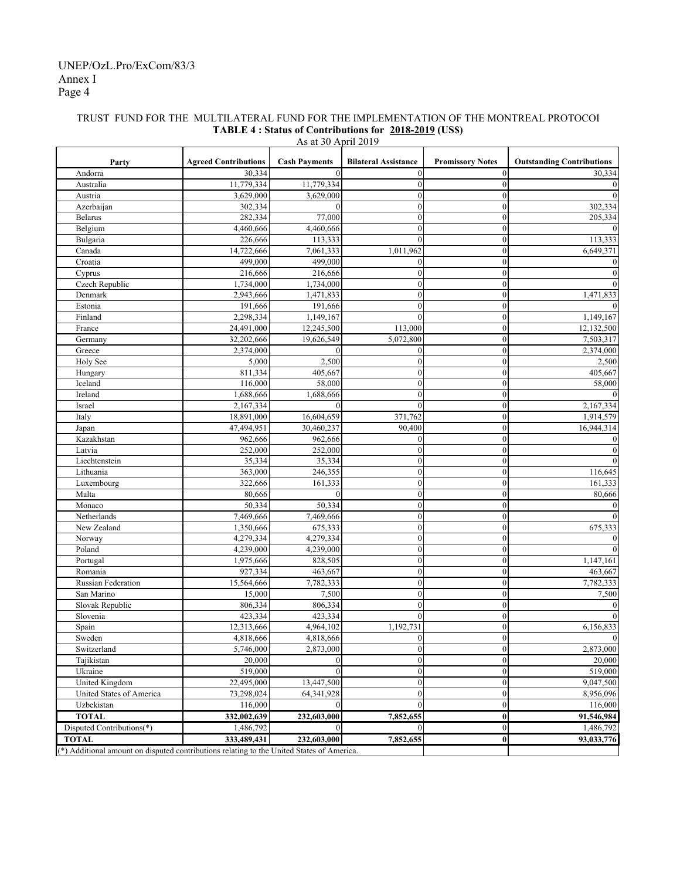TRUST FUND FOR THE MULTILATERAL FUND FOR THE IMPLEMENTATION OF THE MONTREAL PROTOCOI

**TABLE 4 : Status of Contributions for 2018-2019 (US$)**

As at 30 April 2019

| Party | Agreed Contributions | Cash Payments | Bilateral Assistance | Promissory Notes | Outstanding Contributions |
|---|---|---|---|---|---|
| Andorra | 30,334 | 0 | 0 | 0 | 30,334 |
| Australia | 11,779,334 | 11,779,334 | 0 | 0 | 0 |
| Austria | 3,629,000 | 3,629,000 | 0 | 0 | 0 |
| Azerbaijan | 302,334 | 0 | 0 | 0 | 302,334 |
| Belarus | 282,334 | 77,000 | 0 | 0 | 205,334 |
| Belgium | 4,460,666 | 4,460,666 | 0 | 0 | 0 |
| Bulgaria | 226,666 | 113,333 | 0 | 0 | 113,333 |
| Canada | 14,722,666 | 7,061,333 | 1,011,962 | 0 | 6,649,371 |
| Croatia | 499,000 | 499,000 | 0 | 0 | 0 |
| Cyprus | 216,666 | 216,666 | 0 | 0 | 0 |
| Czech Republic | 1,734,000 | 1,734,000 | 0 | 0 | 0 |
| Denmark | 2,943,666 | 1,471,833 | 0 | 0 | 1,471,833 |
| Estonia | 191,666 | 191,666 | 0 | 0 | 0 |
| Finland | 2,298,334 | 1,149,167 | 0 | 0 | 1,149,167 |
| France | 24,491,000 | 12,245,500 | 113,000 | 0 | 12,132,500 |
| Germany | 32,202,666 | 19,626,549 | 5,072,800 | 0 | 7,503,317 |
| Greece | 2,374,000 | 0 | 0 | 0 | 2,374,000 |
| Holy See | 5,000 | 2,500 | 0 | 0 | 2,500 |
| Hungary | 811,334 | 405,667 | 0 | 0 | 405,667 |
| Iceland | 116,000 | 58,000 | 0 | 0 | 58,000 |
| Ireland | 1,688,666 | 1,688,666 | 0 | 0 | 0 |
| Israel | 2,167,334 | 0 | 0 | 0 | 2,167,334 |
| Italy | 18,891,000 | 16,604,659 | 371,762 | 0 | 1,914,579 |
| Japan | 47,494,951 | 30,460,237 | 90,400 | 0 | 16,944,314 |
| Kazakhstan | 962,666 | 962,666 | 0 | 0 | 0 |
| Latvia | 252,000 | 252,000 | 0 | 0 | 0 |
| Liechtenstein | 35,334 | 35,334 | 0 | 0 | 0 |
| Lithuania | 363,000 | 246,355 | 0 | 0 | 116,645 |
| Luxembourg | 322,666 | 161,333 | 0 | 0 | 161,333 |
| Malta | 80,666 | 0 | 0 | 0 | 80,666 |
| Monaco | 50,334 | 50,334 | 0 | 0 | 0 |
| Netherlands | 7,469,666 | 7,469,666 | 0 | 0 | 0 |
| New Zealand | 1,350,666 | 675,333 | 0 | 0 | 675,333 |
| Norway | 4,279,334 | 4,279,334 | 0 | 0 | 0 |
| Poland | 4,239,000 | 4,239,000 | 0 | 0 | 0 |
| Portugal | 1,975,666 | 828,505 | 0 | 0 | 1,147,161 |
| Romania | 927,334 | 463,667 | 0 | 0 | 463,667 |
| Russian Federation | 15,564,666 | 7,782,333 | 0 | 0 | 7,782,333 |
| San Marino | 15,000 | 7,500 | 0 | 0 | 7,500 |
| Slovak Republic | 806,334 | 806,334 | 0 | 0 | 0 |
| Slovenia | 423,334 | 423,334 | 0 | 0 | 0 |
| Spain | 12,313,666 | 4,964,102 | 1,192,731 | 0 | 6,156,833 |
| Sweden | 4,818,666 | 4,818,666 | 0 | 0 | 0 |
| Switzerland | 5,746,000 | 2,873,000 | 0 | 0 | 2,873,000 |
| Tajikistan | 20,000 | 0 | 0 | 0 | 20,000 |
| Ukraine | 519,000 | 0 | 0 | 0 | 519,000 |
| United Kingdom | 22,495,000 | 13,447,500 | 0 | 0 | 9,047,500 |
| United States of America | 73,298,024 | 64,341,928 | 0 | 0 | 8,956,096 |
| Uzbekistan | 116,000 | 0 | 0 | 0 | 116,000 |
| **TOTAL** | **332,002,639** | **232,603,000** | **7,852,655** | **0** | **91,546,984** |
| Disputed Contributions(*) | 1,486,792 | 0 | 0 | 0 | 1,486,792 |
| **TOTAL** | **333,489,431** | **232,603,000** | **7,852,655** | **0** | **93,033,776** |

(*) Additional amount on disputed contributions relating to the United States of America.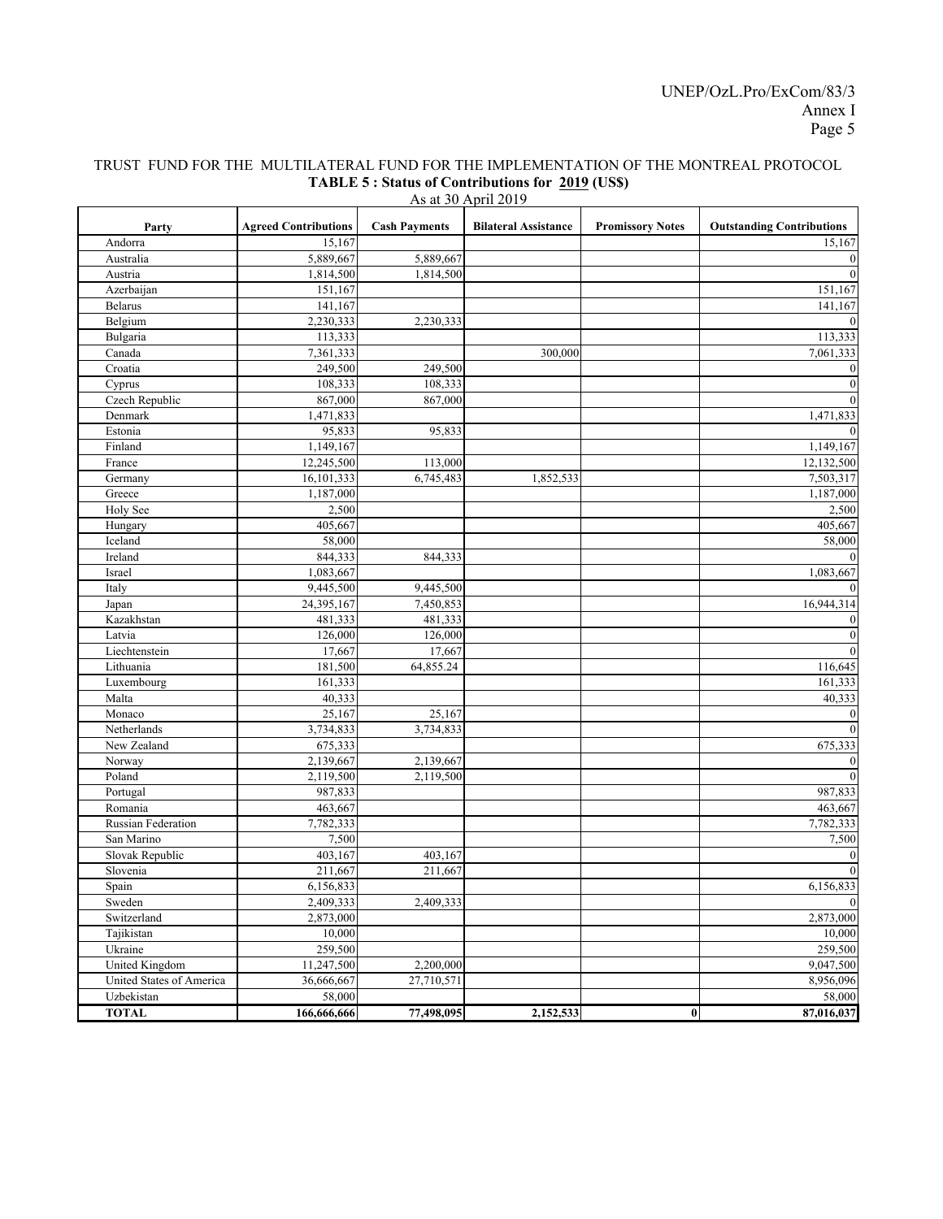TRUST FUND FOR THE MULTILATERAL FUND FOR THE IMPLEMENTATION OF THE MONTREAL PROTOCOL

**TABLE 5 : Status of Contributions for 2019 (US$)**

As at 30 April 2019

| Party | Agreed Contributions | Cash Payments | Bilateral Assistance | Promissory Notes | Outstanding Contributions |
|---|---|---|---|---|---|
| Andorra | 15,167 | | | | 15,167 |
| Australia | 5,889,667 | 5,889,667 | | | 0 |
| Austria | 1,814,500 | 1,814,500 | | | 0 |
| Azerbaijan | 151,167 | | | | 151,167 |
| Belarus | 141,167 | | | | 141,167 |
| Belgium | 2,230,333 | 2,230,333 | | | 0 |
| Bulgaria | 113,333 | | | | 113,333 |
| Canada | 7,361,333 | | 300,000 | | 7,061,333 |
| Croatia | 249,500 | 249,500 | | | 0 |
| Cyprus | 108,333 | 108,333 | | | 0 |
| Czech Republic | 867,000 | 867,000 | | | 0 |
| Denmark | 1,471,833 | | | | 1,471,833 |
| Estonia | 95,833 | 95,833 | | | 0 |
| Finland | 1,149,167 | | | | 1,149,167 |
| France | 12,245,500 | 113,000 | | | 12,132,500 |
| Germany | 16,101,333 | 6,745,483 | 1,852,533 | | 7,503,317 |
| Greece | 1,187,000 | | | | 1,187,000 |
| Holy See | 2,500 | | | | 2,500 |
| Hungary | 405,667 | | | | 405,667 |
| Iceland | 58,000 | | | | 58,000 |
| Ireland | 844,333 | 844,333 | | | 0 |
| Israel | 1,083,667 | | | | 1,083,667 |
| Italy | 9,445,500 | 9,445,500 | | | 0 |
| Japan | 24,395,167 | 7,450,853 | | | 16,944,314 |
| Kazakhstan | 481,333 | 481,333 | | | 0 |
| Latvia | 126,000 | 126,000 | | | 0 |
| Liechtenstein | 17,667 | 17,667 | | | 0 |
| Lithuania | 181,500 | 64,855.24 | | | 116,645 |
| Luxembourg | 161,333 | | | | 161,333 |
| Malta | 40,333 | | | | 40,333 |
| Monaco | 25,167 | 25,167 | | | 0 |
| Netherlands | 3,734,833 | 3,734,833 | | | 0 |
| New Zealand | 675,333 | | | | 675,333 |
| Norway | 2,139,667 | 2,139,667 | | | 0 |
| Poland | 2,119,500 | 2,119,500 | | | 0 |
| Portugal | 987,833 | | | | 987,833 |
| Romania | 463,667 | | | | 463,667 |
| Russian Federation | 7,782,333 | | | | 7,782,333 |
| San Marino | 7,500 | | | | 7,500 |
| Slovak Republic | 403,167 | 403,167 | | | 0 |
| Slovenia | 211,667 | 211,667 | | | 0 |
| Spain | 6,156,833 | | | | 6,156,833 |
| Sweden | 2,409,333 | 2,409,333 | | | 0 |
| Switzerland | 2,873,000 | | | | 2,873,000 |
| Tajikistan | 10,000 | | | | 10,000 |
| Ukraine | 259,500 | | | | 259,500 |
| United Kingdom | 11,247,500 | 2,200,000 | | | 9,047,500 |
| United States of America | 36,666,667 | 27,710,571 | | | 8,956,096 |
| Uzbekistan | 58,000 | | | | 58,000 |
| **TOTAL** | **166,666,666** | **77,498,095** | **2,152,533** | **0** | **87,016,037** |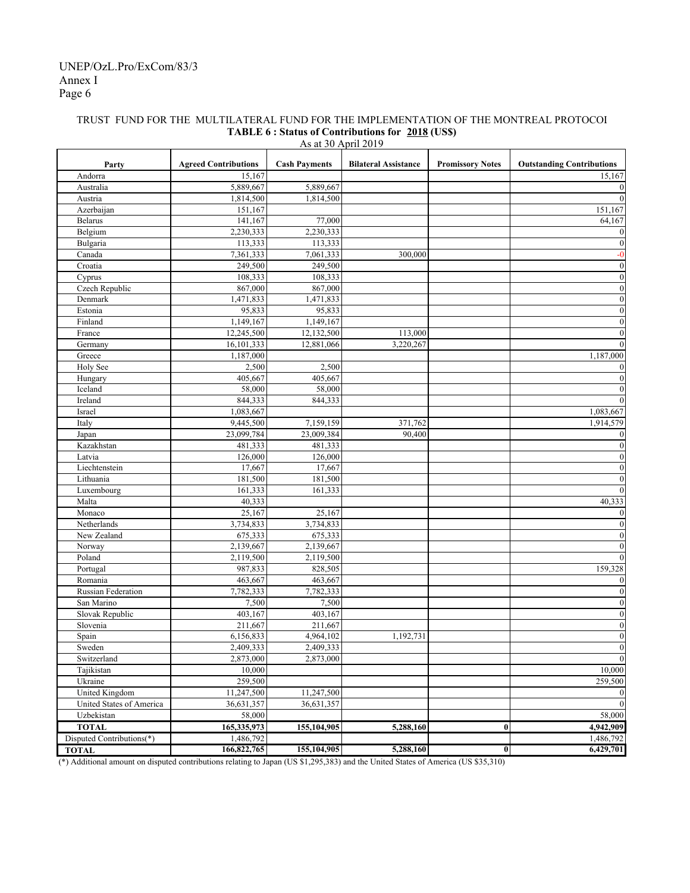TRUST FUND FOR THE MULTILATERAL FUND FOR THE IMPLEMENTATION OF THE MONTREAL PROTOCOI

**TABLE 6 : Status of Contributions for 2018 (US$)**

As at 30 April 2019

| Party | Agreed Contributions | Cash Payments | Bilateral Assistance | Promissory Notes | Outstanding Contributions |
|---|---|---|---|---|---|
| Andorra | 15,167 | | | | 15,167 |
| Australia | 5,889,667 | 5,889,667 | | | 0 |
| Austria | 1,814,500 | 1,814,500 | | | 0 |
| Azerbaijan | 151,167 | | | | 151,167 |
| Belarus | 141,167 | 77,000 | | | 64,167 |
| Belgium | 2,230,333 | 2,230,333 | | | 0 |
| Bulgaria | 113,333 | 113,333 | | | 0 |
| Canada | 7,361,333 | 7,061,333 | 300,000 | | -0 |
| Croatia | 249,500 | 249,500 | | | 0 |
| Cyprus | 108,333 | 108,333 | | | 0 |
| Czech Republic | 867,000 | 867,000 | | | 0 |
| Denmark | 1,471,833 | 1,471,833 | | | 0 |
| Estonia | 95,833 | 95,833 | | | 0 |
| Finland | 1,149,167 | 1,149,167 | | | 0 |
| France | 12,245,500 | 12,132,500 | 113,000 | | 0 |
| Germany | 16,101,333 | 12,881,066 | 3,220,267 | | 0 |
| Greece | 1,187,000 | | | | 1,187,000 |
| Holy See | 2,500 | 2,500 | | | 0 |
| Hungary | 405,667 | 405,667 | | | 0 |
| Iceland | 58,000 | 58,000 | | | 0 |
| Ireland | 844,333 | 844,333 | | | 0 |
| Israel | 1,083,667 | | | | 1,083,667 |
| Italy | 9,445,500 | 7,159,159 | 371,762 | | 1,914,579 |
| Japan | 23,099,784 | 23,009,384 | 90,400 | | 0 |
| Kazakhstan | 481,333 | 481,333 | | | 0 |
| Latvia | 126,000 | 126,000 | | | 0 |
| Liechtenstein | 17,667 | 17,667 | | | 0 |
| Lithuania | 181,500 | 181,500 | | | 0 |
| Luxembourg | 161,333 | 161,333 | | | 0 |
| Malta | 40,333 | | | | 40,333 |
| Monaco | 25,167 | 25,167 | | | 0 |
| Netherlands | 3,734,833 | 3,734,833 | | | 0 |
| New Zealand | 675,333 | 675,333 | | | 0 |
| Norway | 2,139,667 | 2,139,667 | | | 0 |
| Poland | 2,119,500 | 2,119,500 | | | 0 |
| Portugal | 987,833 | 828,505 | | | 159,328 |
| Romania | 463,667 | 463,667 | | | 0 |
| Russian Federation | 7,782,333 | 7,782,333 | | | 0 |
| San Marino | 7,500 | 7,500 | | | 0 |
| Slovak Republic | 403,167 | 403,167 | | | 0 |
| Slovenia | 211,667 | 211,667 | | | 0 |
| Spain | 6,156,833 | 4,964,102 | 1,192,731 | | 0 |
| Sweden | 2,409,333 | 2,409,333 | | | 0 |
| Switzerland | 2,873,000 | 2,873,000 | | | 0 |
| Tajikistan | 10,000 | | | | 10,000 |
| Ukraine | 259,500 | | | | 259,500 |
| United Kingdom | 11,247,500 | 11,247,500 | | | 0 |
| United States of America | 36,631,357 | 36,631,357 | | | 0 |
| Uzbekistan | 58,000 | | | | 58,000 |
| **TOTAL** | **165,335,973** | **155,104,905** | **5,288,160** | **0** | **4,942,909** |
| Disputed Contributions(*) | 1,486,792 | | | | 1,486,792 |
| **TOTAL** | **166,822,765** | **155,104,905** | **5,288,160** | **0** | **6,429,701** |

(*) Additional amount on disputed contributions relating to Japan (US $1,295,383) and the United States of America (US $35,310)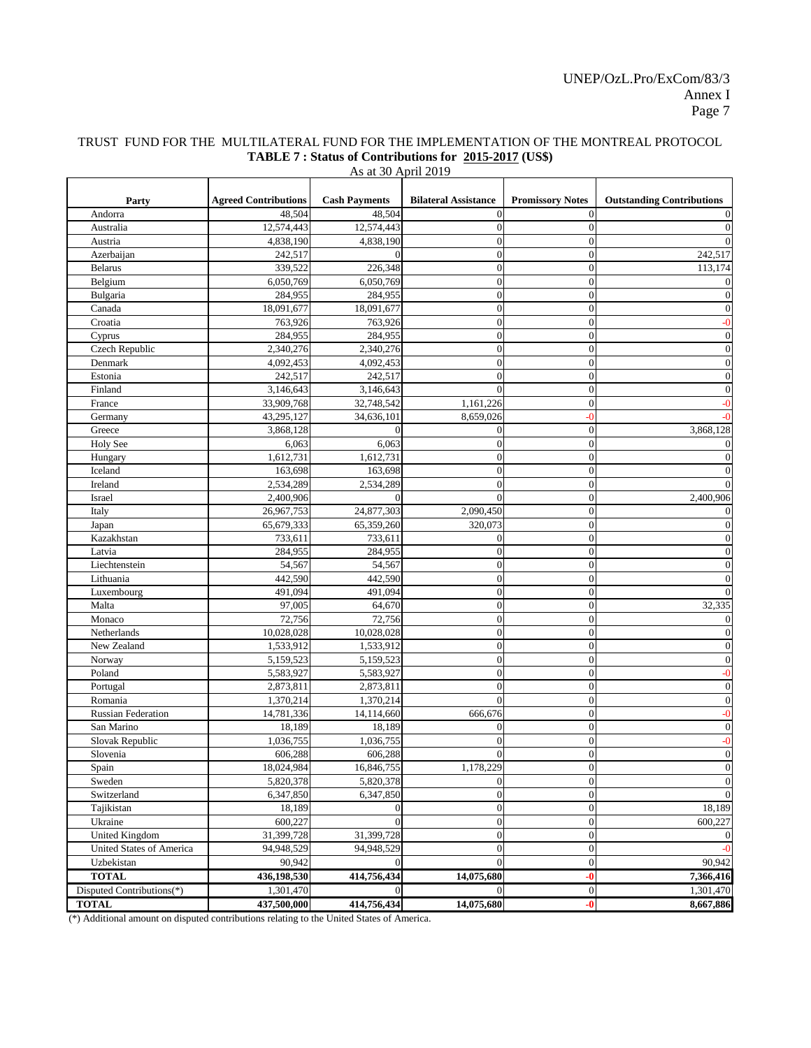TRUST FUND FOR THE MULTILATERAL FUND FOR THE IMPLEMENTATION OF THE MONTREAL PROTOCOL

**TABLE 7 : Status of Contributions for 2015-2017 (US$)**

As at 30 April 2019

| Party | Agreed Contributions | Cash Payments | Bilateral Assistance | Promissory Notes | Outstanding Contributions |
|---|---|---|---|---|---|
| Andorra | 48,504 | 48,504 | 0 | 0 | 0 |
| Australia | 12,574,443 | 12,574,443 | 0 | 0 | 0 |
| Austria | 4,838,190 | 4,838,190 | 0 | 0 | 0 |
| Azerbaijan | 242,517 | 0 | 0 | 0 | 242,517 |
| Belarus | 339,522 | 226,348 | 0 | 0 | 113,174 |
| Belgium | 6,050,769 | 6,050,769 | 0 | 0 | 0 |
| Bulgaria | 284,955 | 284,955 | 0 | 0 | 0 |
| Canada | 18,091,677 | 18,091,677 | 0 | 0 | 0 |
| Croatia | 763,926 | 763,926 | 0 | 0 | -0 |
| Cyprus | 284,955 | 284,955 | 0 | 0 | 0 |
| Czech Republic | 2,340,276 | 2,340,276 | 0 | 0 | 0 |
| Denmark | 4,092,453 | 4,092,453 | 0 | 0 | 0 |
| Estonia | 242,517 | 242,517 | 0 | 0 | 0 |
| Finland | 3,146,643 | 3,146,643 | 0 | 0 | 0 |
| France | 33,909,768 | 32,748,542 | 1,161,226 | 0 | -0 |
| Germany | 43,295,127 | 34,636,101 | 8,659,026 | -0 | -0 |
| Greece | 3,868,128 | 0 | 0 | 0 | 3,868,128 |
| Holy See | 6,063 | 6,063 | 0 | 0 | 0 |
| Hungary | 1,612,731 | 1,612,731 | 0 | 0 | 0 |
| Iceland | 163,698 | 163,698 | 0 | 0 | 0 |
| Ireland | 2,534,289 | 2,534,289 | 0 | 0 | 0 |
| Israel | 2,400,906 | 0 | 0 | 0 | 2,400,906 |
| Italy | 26,967,753 | 24,877,303 | 2,090,450 | 0 | 0 |
| Japan | 65,679,333 | 65,359,260 | 320,073 | 0 | 0 |
| Kazakhstan | 733,611 | 733,611 | 0 | 0 | 0 |
| Latvia | 284,955 | 284,955 | 0 | 0 | 0 |
| Liechtenstein | 54,567 | 54,567 | 0 | 0 | 0 |
| Lithuania | 442,590 | 442,590 | 0 | 0 | 0 |
| Luxembourg | 491,094 | 491,094 | 0 | 0 | 0 |
| Malta | 97,005 | 64,670 | 0 | 0 | 32,335 |
| Monaco | 72,756 | 72,756 | 0 | 0 | 0 |
| Netherlands | 10,028,028 | 10,028,028 | 0 | 0 | 0 |
| New Zealand | 1,533,912 | 1,533,912 | 0 | 0 | 0 |
| Norway | 5,159,523 | 5,159,523 | 0 | 0 | 0 |
| Poland | 5,583,927 | 5,583,927 | 0 | 0 | -0 |
| Portugal | 2,873,811 | 2,873,811 | 0 | 0 | 0 |
| Romania | 1,370,214 | 1,370,214 | 0 | 0 | 0 |
| Russian Federation | 14,781,336 | 14,114,660 | 666,676 | 0 | -0 |
| San Marino | 18,189 | 18,189 | 0 | 0 | 0 |
| Slovak Republic | 1,036,755 | 1,036,755 | 0 | 0 | -0 |
| Slovenia | 606,288 | 606,288 | 0 | 0 | 0 |
| Spain | 18,024,984 | 16,846,755 | 1,178,229 | 0 | 0 |
| Sweden | 5,820,378 | 5,820,378 | 0 | 0 | 0 |
| Switzerland | 6,347,850 | 6,347,850 | 0 | 0 | 0 |
| Tajikistan | 18,189 | 0 | 0 | 0 | 18,189 |
| Ukraine | 600,227 | 0 | 0 | 0 | 600,227 |
| United Kingdom | 31,399,728 | 31,399,728 | 0 | 0 | 0 |
| United States of America | 94,948,529 | 94,948,529 | 0 | 0 | -0 |
| Uzbekistan | 90,942 | 0 | 0 | 0 | 90,942 |
| **TOTAL** | **436,198,530** | **414,756,434** | **14,075,680** | **-0** | **7,366,416** |
| Disputed Contributions(*) | 1,301,470 | 0 | 0 | 0 | 1,301,470 |
| **TOTAL** | **437,500,000** | **414,756,434** | **14,075,680** | **-0** | **8,667,886** |

(*) Additional amount on disputed contributions relating to the United States of America.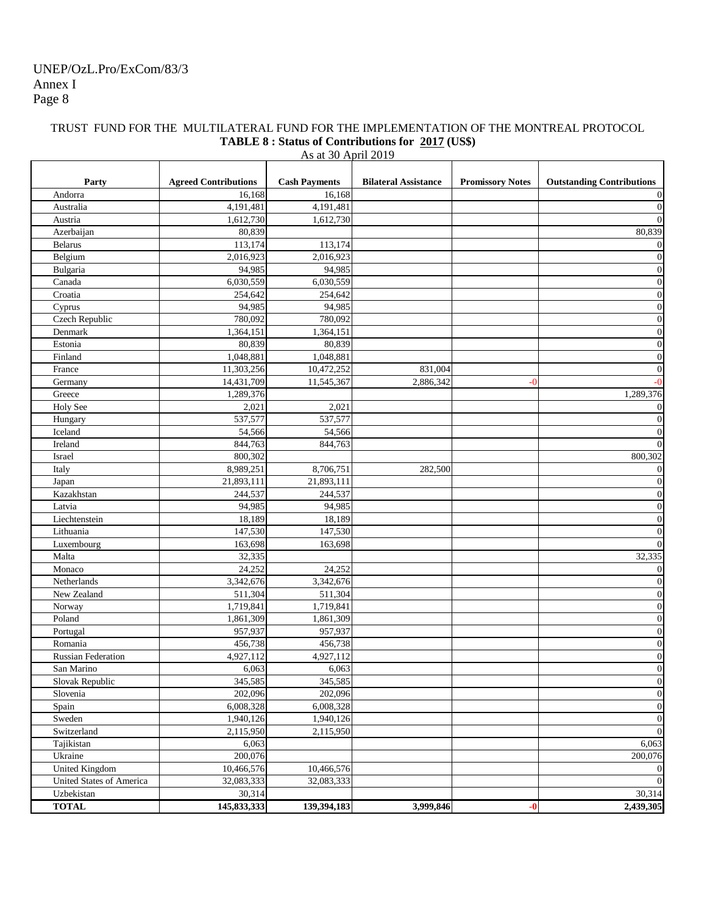TRUST FUND FOR THE MULTILATERAL FUND FOR THE IMPLEMENTATION OF THE MONTREAL PROTOCOL

**TABLE 8 : Status of Contributions for 2017 (US$)**

As at 30 April 2019

| Party | Agreed Contributions | Cash Payments | Bilateral Assistance | Promissory Notes | Outstanding Contributions |
|---|---|---|---|---|---|
| Andorra | 16,168 | 16,168 | | | 0 |
| Australia | 4,191,481 | 4,191,481 | | | 0 |
| Austria | 1,612,730 | 1,612,730 | | | 0 |
| Azerbaijan | 80,839 | | | | 80,839 |
| Belarus | 113,174 | 113,174 | | | 0 |
| Belgium | 2,016,923 | 2,016,923 | | | 0 |
| Bulgaria | 94,985 | 94,985 | | | 0 |
| Canada | 6,030,559 | 6,030,559 | | | 0 |
| Croatia | 254,642 | 254,642 | | | 0 |
| Cyprus | 94,985 | 94,985 | | | 0 |
| Czech Republic | 780,092 | 780,092 | | | 0 |
| Denmark | 1,364,151 | 1,364,151 | | | 0 |
| Estonia | 80,839 | 80,839 | | | 0 |
| Finland | 1,048,881 | 1,048,881 | | | 0 |
| France | 11,303,256 | 10,472,252 | 831,004 | | 0 |
| Germany | 14,431,709 | 11,545,367 | 2,886,342 | -0 | -0 |
| Greece | 1,289,376 | | | | 1,289,376 |
| Holy See | 2,021 | 2,021 | | | 0 |
| Hungary | 537,577 | 537,577 | | | 0 |
| Iceland | 54,566 | 54,566 | | | 0 |
| Ireland | 844,763 | 844,763 | | | 0 |
| Israel | 800,302 | | | | 800,302 |
| Italy | 8,989,251 | 8,706,751 | 282,500 | | 0 |
| Japan | 21,893,111 | 21,893,111 | | | 0 |
| Kazakhstan | 244,537 | 244,537 | | | 0 |
| Latvia | 94,985 | 94,985 | | | 0 |
| Liechtenstein | 18,189 | 18,189 | | | 0 |
| Lithuania | 147,530 | 147,530 | | | 0 |
| Luxembourg | 163,698 | 163,698 | | | 0 |
| Malta | 32,335 | | | | 32,335 |
| Monaco | 24,252 | 24,252 | | | 0 |
| Netherlands | 3,342,676 | 3,342,676 | | | 0 |
| New Zealand | 511,304 | 511,304 | | | 0 |
| Norway | 1,719,841 | 1,719,841 | | | 0 |
| Poland | 1,861,309 | 1,861,309 | | | 0 |
| Portugal | 957,937 | 957,937 | | | 0 |
| Romania | 456,738 | 456,738 | | | 0 |
| Russian Federation | 4,927,112 | 4,927,112 | | | 0 |
| San Marino | 6,063 | 6,063 | | | 0 |
| Slovak Republic | 345,585 | 345,585 | | | 0 |
| Slovenia | 202,096 | 202,096 | | | 0 |
| Spain | 6,008,328 | 6,008,328 | | | 0 |
| Sweden | 1,940,126 | 1,940,126 | | | 0 |
| Switzerland | 2,115,950 | 2,115,950 | | | 0 |
| Tajikistan | 6,063 | | | | 6,063 |
| Ukraine | 200,076 | | | | 200,076 |
| United Kingdom | 10,466,576 | 10,466,576 | | | 0 |
| United States of America | 32,083,333 | 32,083,333 | | | 0 |
| Uzbekistan | 30,314 | | | | 30,314 |
| **TOTAL** | **145,833,333** | **139,394,183** | **3,999,846** | **-0** | **2,439,305** |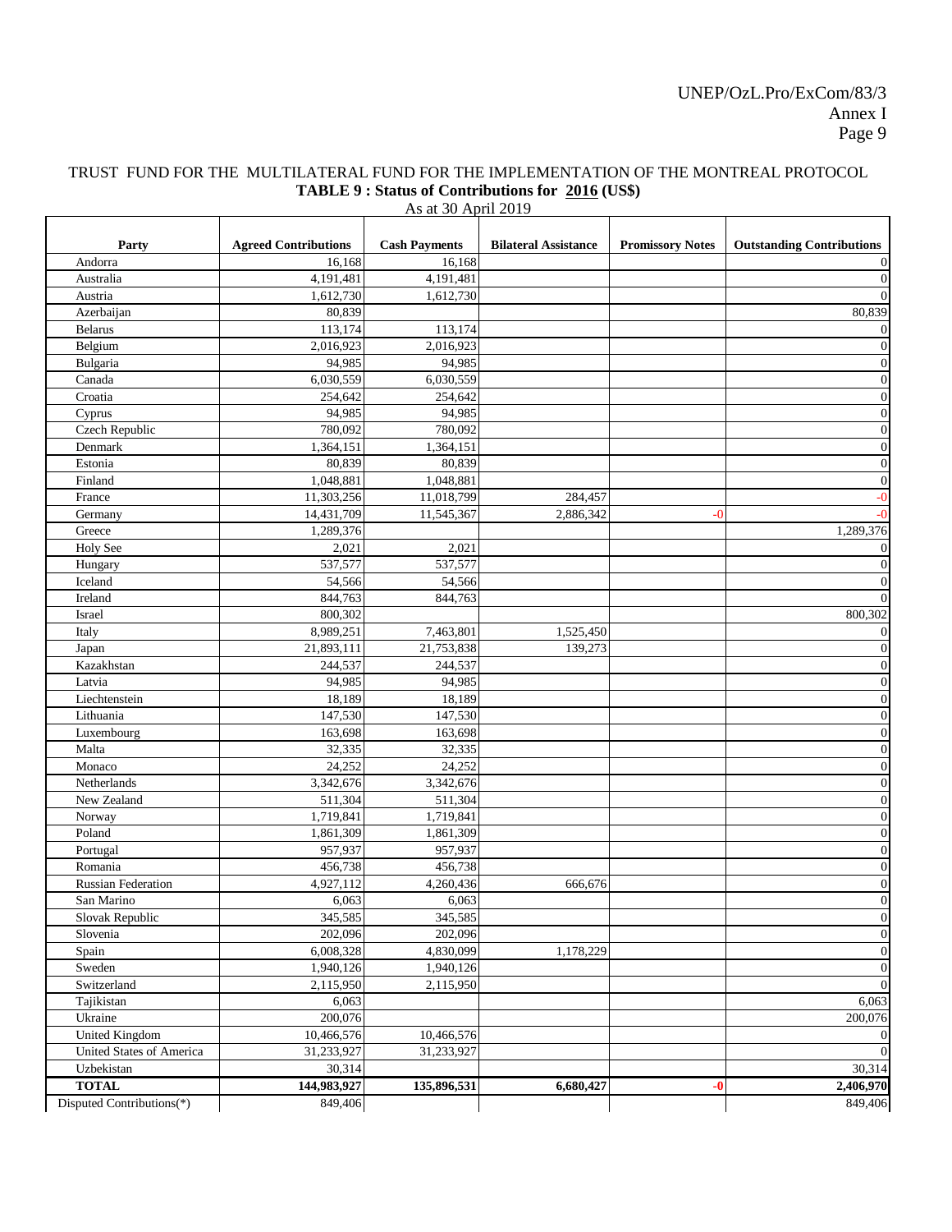TRUST FUND FOR THE MULTILATERAL FUND FOR THE IMPLEMENTATION OF THE MONTREAL PROTOCOL

**TABLE 9 : Status of Contributions for 2016 (US$)**

As at 30 April 2019

| Party | Agreed Contributions | Cash Payments | Bilateral Assistance | Promissory Notes | Outstanding Contributions |
|---|---|---|---|---|---|
| Andorra | 16,168 | 16,168 | | | 0 |
| Australia | 4,191,481 | 4,191,481 | | | 0 |
| Austria | 1,612,730 | 1,612,730 | | | 0 |
| Azerbaijan | 80,839 | | | | 80,839 |
| Belarus | 113,174 | 113,174 | | | 0 |
| Belgium | 2,016,923 | 2,016,923 | | | 0 |
| Bulgaria | 94,985 | 94,985 | | | 0 |
| Canada | 6,030,559 | 6,030,559 | | | 0 |
| Croatia | 254,642 | 254,642 | | | 0 |
| Cyprus | 94,985 | 94,985 | | | 0 |
| Czech Republic | 780,092 | 780,092 | | | 0 |
| Denmark | 1,364,151 | 1,364,151 | | | 0 |
| Estonia | 80,839 | 80,839 | | | 0 |
| Finland | 1,048,881 | 1,048,881 | | | 0 |
| France | 11,303,256 | 11,018,799 | 284,457 | | -0 |
| Germany | 14,431,709 | 11,545,367 | 2,886,342 | -0 | -0 |
| Greece | 1,289,376 | | | | 1,289,376 |
| Holy See | 2,021 | 2,021 | | | 0 |
| Hungary | 537,577 | 537,577 | | | 0 |
| Iceland | 54,566 | 54,566 | | | 0 |
| Ireland | 844,763 | 844,763 | | | 0 |
| Israel | 800,302 | | | | 800,302 |
| Italy | 8,989,251 | 7,463,801 | 1,525,450 | | 0 |
| Japan | 21,893,111 | 21,753,838 | 139,273 | | 0 |
| Kazakhstan | 244,537 | 244,537 | | | 0 |
| Latvia | 94,985 | 94,985 | | | 0 |
| Liechtenstein | 18,189 | 18,189 | | | 0 |
| Lithuania | 147,530 | 147,530 | | | 0 |
| Luxembourg | 163,698 | 163,698 | | | 0 |
| Malta | 32,335 | 32,335 | | | 0 |
| Monaco | 24,252 | 24,252 | | | 0 |
| Netherlands | 3,342,676 | 3,342,676 | | | 0 |
| New Zealand | 511,304 | 511,304 | | | 0 |
| Norway | 1,719,841 | 1,719,841 | | | 0 |
| Poland | 1,861,309 | 1,861,309 | | | 0 |
| Portugal | 957,937 | 957,937 | | | 0 |
| Romania | 456,738 | 456,738 | | | 0 |
| Russian Federation | 4,927,112 | 4,260,436 | 666,676 | | 0 |
| San Marino | 6,063 | 6,063 | | | 0 |
| Slovak Republic | 345,585 | 345,585 | | | 0 |
| Slovenia | 202,096 | 202,096 | | | 0 |
| Spain | 6,008,328 | 4,830,099 | 1,178,229 | | 0 |
| Sweden | 1,940,126 | 1,940,126 | | | 0 |
| Switzerland | 2,115,950 | 2,115,950 | | | 0 |
| Tajikistan | 6,063 | | | | 6,063 |
| Ukraine | 200,076 | | | | 200,076 |
| United Kingdom | 10,466,576 | 10,466,576 | | | 0 |
| United States of America | 31,233,927 | 31,233,927 | | | 0 |
| Uzbekistan | 30,314 | | | | 30,314 |
| **TOTAL** | **144,983,927** | **135,896,531** | **6,680,427** | **-0** | **2,406,970** |
| Disputed Contributions(*) | 849,406 | | | | 849,406 |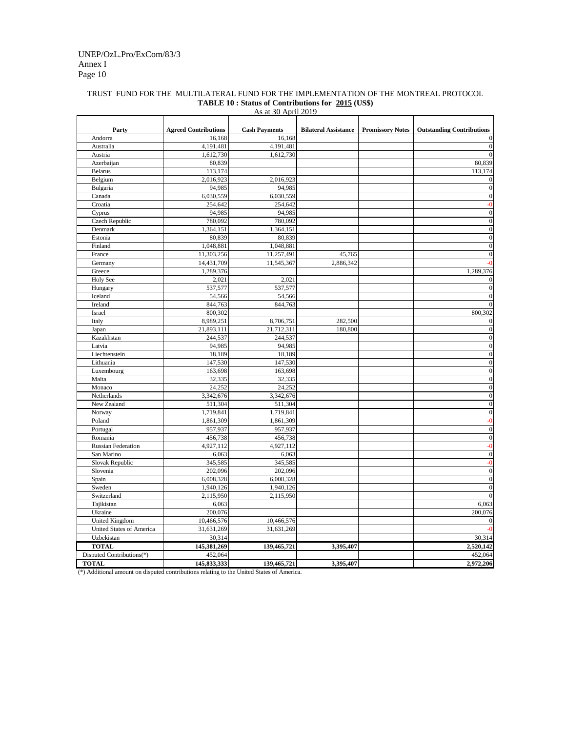TRUST FUND FOR THE MULTILATERAL FUND FOR THE IMPLEMENTATION OF THE MONTREAL PROTOCOL

**TABLE 10 : Status of Contributions for 2015 (US$)**

As at 30 April 2019

| Party | Agreed Contributions | Cash Payments | Bilateral Assistance | Promissory Notes | Outstanding Contributions |
|---|---|---|---|---|---|
| Andorra | 16,168 | 16,168 | | | 0 |
| Australia | 4,191,481 | 4,191,481 | | | 0 |
| Austria | 1,612,730 | 1,612,730 | | | 0 |
| Azerbaijan | 80,839 | | | | 80,839 |
| Belarus | 113,174 | | | | 113,174 |
| Belgium | 2,016,923 | 2,016,923 | | | 0 |
| Bulgaria | 94,985 | 94,985 | | | 0 |
| Canada | 6,030,559 | 6,030,559 | | | 0 |
| Croatia | 254,642 | 254,642 | | | -0 |
| Cyprus | 94,985 | 94,985 | | | 0 |
| Czech Republic | 780,092 | 780,092 | | | 0 |
| Denmark | 1,364,151 | 1,364,151 | | | 0 |
| Estonia | 80,839 | 80,839 | | | 0 |
| Finland | 1,048,881 | 1,048,881 | | | 0 |
| France | 11,303,256 | 11,257,491 | 45,765 | | 0 |
| Germany | 14,431,709 | 11,545,367 | 2,886,342 | | -0 |
| Greece | 1,289,376 | | | | 1,289,376 |
| Holy See | 2,021 | 2,021 | | | 0 |
| Hungary | 537,577 | 537,577 | | | 0 |
| Iceland | 54,566 | 54,566 | | | 0 |
| Ireland | 844,763 | 844,763 | | | 0 |
| Israel | 800,302 | | | | 800,302 |
| Italy | 8,989,251 | 8,706,751 | 282,500 | | 0 |
| Japan | 21,893,111 | 21,712,311 | 180,800 | | 0 |
| Kazakhstan | 244,537 | 244,537 | | | 0 |
| Latvia | 94,985 | 94,985 | | | 0 |
| Liechtenstein | 18,189 | 18,189 | | | 0 |
| Lithuania | 147,530 | 147,530 | | | 0 |
| Luxembourg | 163,698 | 163,698 | | | 0 |
| Malta | 32,335 | 32,335 | | | 0 |
| Monaco | 24,252 | 24,252 | | | 0 |
| Netherlands | 3,342,676 | 3,342,676 | | | 0 |
| New Zealand | 511,304 | 511,304 | | | 0 |
| Norway | 1,719,841 | 1,719,841 | | | 0 |
| Poland | 1,861,309 | 1,861,309 | | | -0 |
| Portugal | 957,937 | 957,937 | | | 0 |
| Romania | 456,738 | 456,738 | | | 0 |
| Russian Federation | 4,927,112 | 4,927,112 | | | -0 |
| San Marino | 6,063 | 6,063 | | | 0 |
| Slovak Republic | 345,585 | 345,585 | | | -0 |
| Slovenia | 202,096 | 202,096 | | | 0 |
| Spain | 6,008,328 | 6,008,328 | | | 0 |
| Sweden | 1,940,126 | 1,940,126 | | | 0 |
| Switzerland | 2,115,950 | 2,115,950 | | | 0 |
| Tajikistan | 6,063 | | | | 6,063 |
| Ukraine | 200,076 | | | | 200,076 |
| United Kingdom | 10,466,576 | 10,466,576 | | | 0 |
| United States of America | 31,631,269 | 31,631,269 | | | -0 |
| Uzbekistan | 30,314 | | | | 30,314 |
| **TOTAL** | **145,381,269** | **139,465,721** | **3,395,407** | | **2,520,142** |
| Disputed Contributions(*) | 452,064 | | | | 452,064 |
| **TOTAL** | **145,833,333** | **139,465,721** | **3,395,407** | | **2,972,206** |

(*) Additional amount on disputed contributions relating to the United States of America.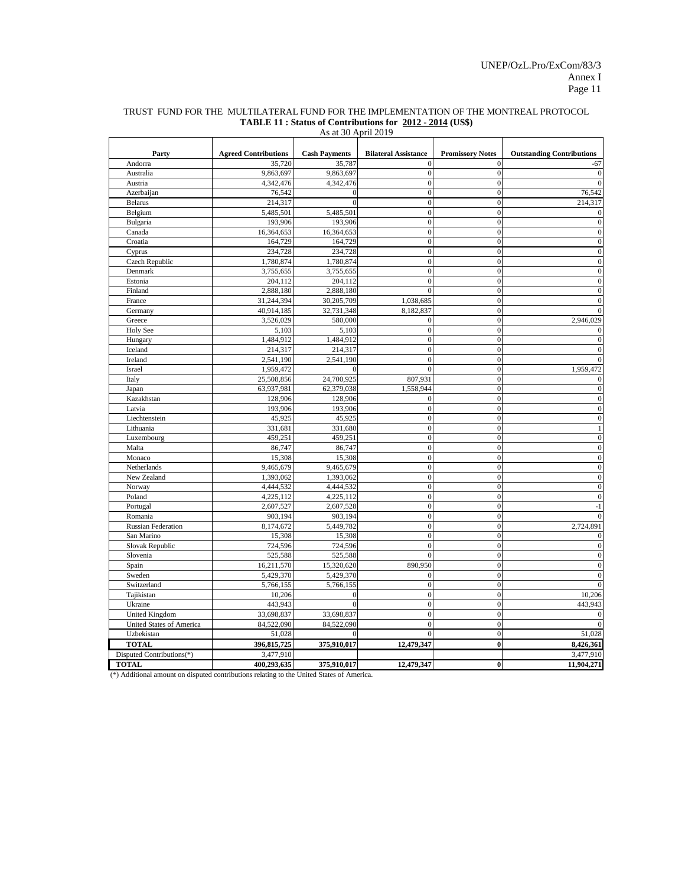TRUST FUND FOR THE MULTILATERAL FUND FOR THE IMPLEMENTATION OF THE MONTREAL PROTOCOL

**TABLE 11 : Status of Contributions for 2012 - 2014 (US$)**

As at 30 April 2019

| Party | Agreed Contributions | Cash Payments | Bilateral Assistance | Promissory Notes | Outstanding Contributions |
|---|---|---|---|---|---|
| Andorra | 35,720 | 35,787 | 0 | 0 | -67 |
| Australia | 9,863,697 | 9,863,697 | 0 | 0 | 0 |
| Austria | 4,342,476 | 4,342,476 | 0 | 0 | 0 |
| Azerbaijan | 76,542 | 0 | 0 | 0 | 76,542 |
| Belarus | 214,317 | 0 | 0 | 0 | 214,317 |
| Belgium | 5,485,501 | 5,485,501 | 0 | 0 | 0 |
| Bulgaria | 193,906 | 193,906 | 0 | 0 | 0 |
| Canada | 16,364,653 | 16,364,653 | 0 | 0 | 0 |
| Croatia | 164,729 | 164,729 | 0 | 0 | 0 |
| Cyprus | 234,728 | 234,728 | 0 | 0 | 0 |
| Czech Republic | 1,780,874 | 1,780,874 | 0 | 0 | 0 |
| Denmark | 3,755,655 | 3,755,655 | 0 | 0 | 0 |
| Estonia | 204,112 | 204,112 | 0 | 0 | 0 |
| Finland | 2,888,180 | 2,888,180 | 0 | 0 | 0 |
| France | 31,244,394 | 30,205,709 | 1,038,685 | 0 | 0 |
| Germany | 40,914,185 | 32,731,348 | 8,182,837 | 0 | 0 |
| Greece | 3,526,029 | 580,000 | 0 | 0 | 2,946,029 |
| Holy See | 5,103 | 5,103 | 0 | 0 | 0 |
| Hungary | 1,484,912 | 1,484,912 | 0 | 0 | 0 |
| Iceland | 214,317 | 214,317 | 0 | 0 | 0 |
| Ireland | 2,541,190 | 2,541,190 | 0 | 0 | 0 |
| Israel | 1,959,472 | 0 | 0 | 0 | 1,959,472 |
| Italy | 25,508,856 | 24,700,925 | 807,931 | 0 | 0 |
| Japan | 63,937,981 | 62,379,038 | 1,558,944 | 0 | 0 |
| Kazakhstan | 128,906 | 128,906 | 0 | 0 | 0 |
| Latvia | 193,906 | 193,906 | 0 | 0 | 0 |
| Liechtenstein | 45,925 | 45,925 | 0 | 0 | 0 |
| Lithuania | 331,681 | 331,680 | 0 | 0 | 1 |
| Luxembourg | 459,251 | 459,251 | 0 | 0 | 0 |
| Malta | 86,747 | 86,747 | 0 | 0 | 0 |
| Monaco | 15,308 | 15,308 | 0 | 0 | 0 |
| Netherlands | 9,465,679 | 9,465,679 | 0 | 0 | 0 |
| New Zealand | 1,393,062 | 1,393,062 | 0 | 0 | 0 |
| Norway | 4,444,532 | 4,444,532 | 0 | 0 | 0 |
| Poland | 4,225,112 | 4,225,112 | 0 | 0 | 0 |
| Portugal | 2,607,527 | 2,607,528 | 0 | 0 | -1 |
| Romania | 903,194 | 903,194 | 0 | 0 | 0 |
| Russian Federation | 8,174,672 | 5,449,782 | 0 | 0 | 2,724,891 |
| San Marino | 15,308 | 15,308 | 0 | 0 | 0 |
| Slovak Republic | 724,596 | 724,596 | 0 | 0 | 0 |
| Slovenia | 525,588 | 525,588 | 0 | 0 | 0 |
| Spain | 16,211,570 | 15,320,620 | 890,950 | 0 | 0 |
| Sweden | 5,429,370 | 5,429,370 | 0 | 0 | 0 |
| Switzerland | 5,766,155 | 5,766,155 | 0 | 0 | 0 |
| Tajikistan | 10,206 | 0 | 0 | 0 | 10,206 |
| Ukraine | 443,943 | 0 | 0 | 0 | 443,943 |
| United Kingdom | 33,698,837 | 33,698,837 | 0 | 0 | 0 |
| United States of America | 84,522,090 | 84,522,090 | 0 | 0 | 0 |
| Uzbekistan | 51,028 | 0 | 0 | 0 | 51,028 |
| **TOTAL** | **396,815,725** | **375,910,017** | **12,479,347** | **0** | **8,426,361** |
| Disputed Contributions(*) | 3,477,910 | | | | 3,477,910 |
| **TOTAL** | **400,293,635** | **375,910,017** | **12,479,347** | **0** | **11,904,271** |

(*) Additional amount on disputed contributions relating to the United States of America.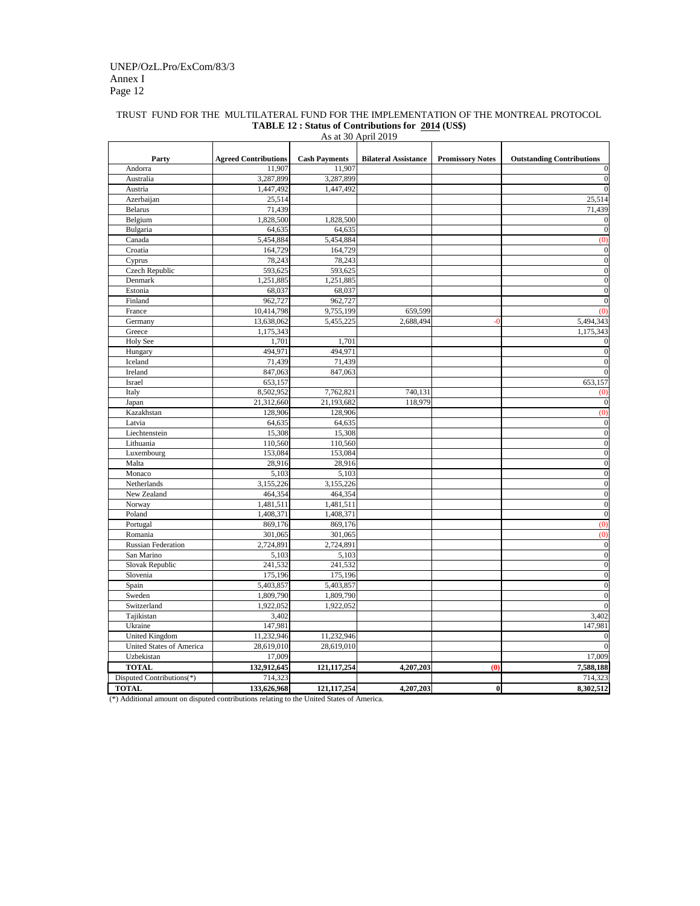TRUST FUND FOR THE MULTILATERAL FUND FOR THE IMPLEMENTATION OF THE MONTREAL PROTOCOL

**TABLE 12 : Status of Contributions for 2014 (US$)**

As at 30 April 2019

| Party | Agreed Contributions | Cash Payments | Bilateral Assistance | Promissory Notes | Outstanding Contributions |
|---|---|---|---|---|---|
| Andorra | 11,907 | 11,907 | | | 0 |
| Australia | 3,287,899 | 3,287,899 | | | 0 |
| Austria | 1,447,492 | 1,447,492 | | | 0 |
| Azerbaijan | 25,514 | | | | 25,514 |
| Belarus | 71,439 | | | | 71,439 |
| Belgium | 1,828,500 | 1,828,500 | | | 0 |
| Bulgaria | 64,635 | 64,635 | | | 0 |
| Canada | 5,454,884 | 5,454,884 | | | (0) |
| Croatia | 164,729 | 164,729 | | | 0 |
| Cyprus | 78,243 | 78,243 | | | 0 |
| Czech Republic | 593,625 | 593,625 | | | 0 |
| Denmark | 1,251,885 | 1,251,885 | | | 0 |
| Estonia | 68,037 | 68,037 | | | 0 |
| Finland | 962,727 | 962,727 | | | 0 |
| France | 10,414,798 | 9,755,199 | 659,599 | | (0) |
| Germany | 13,638,062 | 5,455,225 | 2,688,494 | -0 | 5,494,343 |
| Greece | 1,175,343 | | | | 1,175,343 |
| Holy See | 1,701 | 1,701 | | | 0 |
| Hungary | 494,971 | 494,971 | | | 0 |
| Iceland | 71,439 | 71,439 | | | 0 |
| Ireland | 847,063 | 847,063 | | | 0 |
| Israel | 653,157 | | | | 653,157 |
| Italy | 8,502,952 | 7,762,821 | 740,131 | | (0) |
| Japan | 21,312,660 | 21,193,682 | 118,979 | | 0 |
| Kazakhstan | 128,906 | 128,906 | | | (0) |
| Latvia | 64,635 | 64,635 | | | 0 |
| Liechtenstein | 15,308 | 15,308 | | | 0 |
| Lithuania | 110,560 | 110,560 | | | 0 |
| Luxembourg | 153,084 | 153,084 | | | 0 |
| Malta | 28,916 | 28,916 | | | 0 |
| Monaco | 5,103 | 5,103 | | | 0 |
| Netherlands | 3,155,226 | 3,155,226 | | | 0 |
| New Zealand | 464,354 | 464,354 | | | 0 |
| Norway | 1,481,511 | 1,481,511 | | | 0 |
| Poland | 1,408,371 | 1,408,371 | | | 0 |
| Portugal | 869,176 | 869,176 | | | (0) |
| Romania | 301,065 | 301,065 | | | (0) |
| Russian Federation | 2,724,891 | 2,724,891 | | | 0 |
| San Marino | 5,103 | 5,103 | | | 0 |
| Slovak Republic | 241,532 | 241,532 | | | 0 |
| Slovenia | 175,196 | 175,196 | | | 0 |
| Spain | 5,403,857 | 5,403,857 | | | 0 |
| Sweden | 1,809,790 | 1,809,790 | | | 0 |
| Switzerland | 1,922,052 | 1,922,052 | | | 0 |
| Tajikistan | 3,402 | | | | 3,402 |
| Ukraine | 147,981 | | | | 147,981 |
| United Kingdom | 11,232,946 | 11,232,946 | | | 0 |
| United States of America | 28,619,010 | 28,619,010 | | | 0 |
| Uzbekistan | 17,009 | | | | 17,009 |
| **TOTAL** | **132,912,645** | **121,117,254** | **4,207,203** | **(0)** | **7,588,188** |
| Disputed Contributions(*) | 714,323 | | | | 714,323 |
| **TOTAL** | **133,626,968** | **121,117,254** | **4,207,203** | **0** | **8,302,512** |

(*) Additional amount on disputed contributions relating to the United States of America.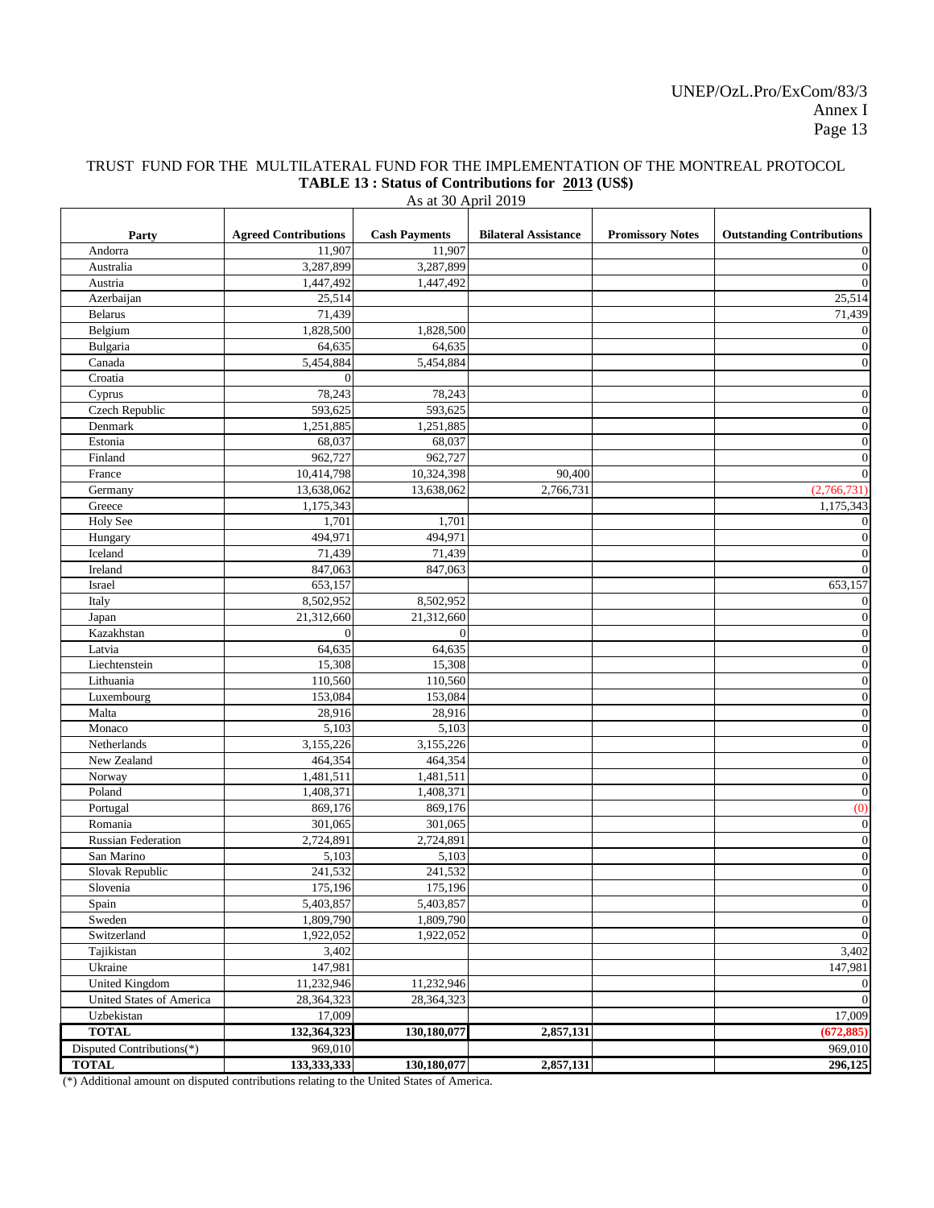TRUST FUND FOR THE MULTILATERAL FUND FOR THE IMPLEMENTATION OF THE MONTREAL PROTOCOL

**TABLE 13 : Status of Contributions for 2013 (US$)**

As at 30 April 2019

| Party | Agreed Contributions | Cash Payments | Bilateral Assistance | Promissory Notes | Outstanding Contributions |
|---|---|---|---|---|---|
| Andorra | 11,907 | 11,907 | | | 0 |
| Australia | 3,287,899 | 3,287,899 | | | 0 |
| Austria | 1,447,492 | 1,447,492 | | | 0 |
| Azerbaijan | 25,514 | | | | 25,514 |
| Belarus | 71,439 | | | | 71,439 |
| Belgium | 1,828,500 | 1,828,500 | | | 0 |
| Bulgaria | 64,635 | 64,635 | | | 0 |
| Canada | 5,454,884 | 5,454,884 | | | 0 |
| Croatia | 0 | | | | |
| Cyprus | 78,243 | 78,243 | | | 0 |
| Czech Republic | 593,625 | 593,625 | | | 0 |
| Denmark | 1,251,885 | 1,251,885 | | | 0 |
| Estonia | 68,037 | 68,037 | | | 0 |
| Finland | 962,727 | 962,727 | | | 0 |
| France | 10,414,798 | 10,324,398 | 90,400 | | 0 |
| Germany | 13,638,062 | 13,638,062 | 2,766,731 | | (2,766,731) |
| Greece | 1,175,343 | | | | 1,175,343 |
| Holy See | 1,701 | 1,701 | | | 0 |
| Hungary | 494,971 | 494,971 | | | 0 |
| Iceland | 71,439 | 71,439 | | | 0 |
| Ireland | 847,063 | 847,063 | | | 0 |
| Israel | 653,157 | | | | 653,157 |
| Italy | 8,502,952 | 8,502,952 | | | 0 |
| Japan | 21,312,660 | 21,312,660 | | | 0 |
| Kazakhstan | 0 | 0 | | | 0 |
| Latvia | 64,635 | 64,635 | | | 0 |
| Liechtenstein | 15,308 | 15,308 | | | 0 |
| Lithuania | 110,560 | 110,560 | | | 0 |
| Luxembourg | 153,084 | 153,084 | | | 0 |
| Malta | 28,916 | 28,916 | | | 0 |
| Monaco | 5,103 | 5,103 | | | 0 |
| Netherlands | 3,155,226 | 3,155,226 | | | 0 |
| New Zealand | 464,354 | 464,354 | | | 0 |
| Norway | 1,481,511 | 1,481,511 | | | 0 |
| Poland | 1,408,371 | 1,408,371 | | | 0 |
| Portugal | 869,176 | 869,176 | | | (0) |
| Romania | 301,065 | 301,065 | | | 0 |
| Russian Federation | 2,724,891 | 2,724,891 | | | 0 |
| San Marino | 5,103 | 5,103 | | | 0 |
| Slovak Republic | 241,532 | 241,532 | | | 0 |
| Slovenia | 175,196 | 175,196 | | | 0 |
| Spain | 5,403,857 | 5,403,857 | | | 0 |
| Sweden | 1,809,790 | 1,809,790 | | | 0 |
| Switzerland | 1,922,052 | 1,922,052 | | | 0 |
| Tajikistan | 3,402 | | | | 3,402 |
| Ukraine | 147,981 | | | | 147,981 |
| United Kingdom | 11,232,946 | 11,232,946 | | | 0 |
| United States of America | 28,364,323 | 28,364,323 | | | 0 |
| Uzbekistan | 17,009 | | | | 17,009 |
| **TOTAL** | **132,364,323** | **130,180,077** | **2,857,131** | | **(672,885)** |
| Disputed Contributions(*) | 969,010 | | | | 969,010 |
| **TOTAL** | **133,333,333** | **130,180,077** | **2,857,131** | | **296,125** |

(*) Additional amount on disputed contributions relating to the United States of America.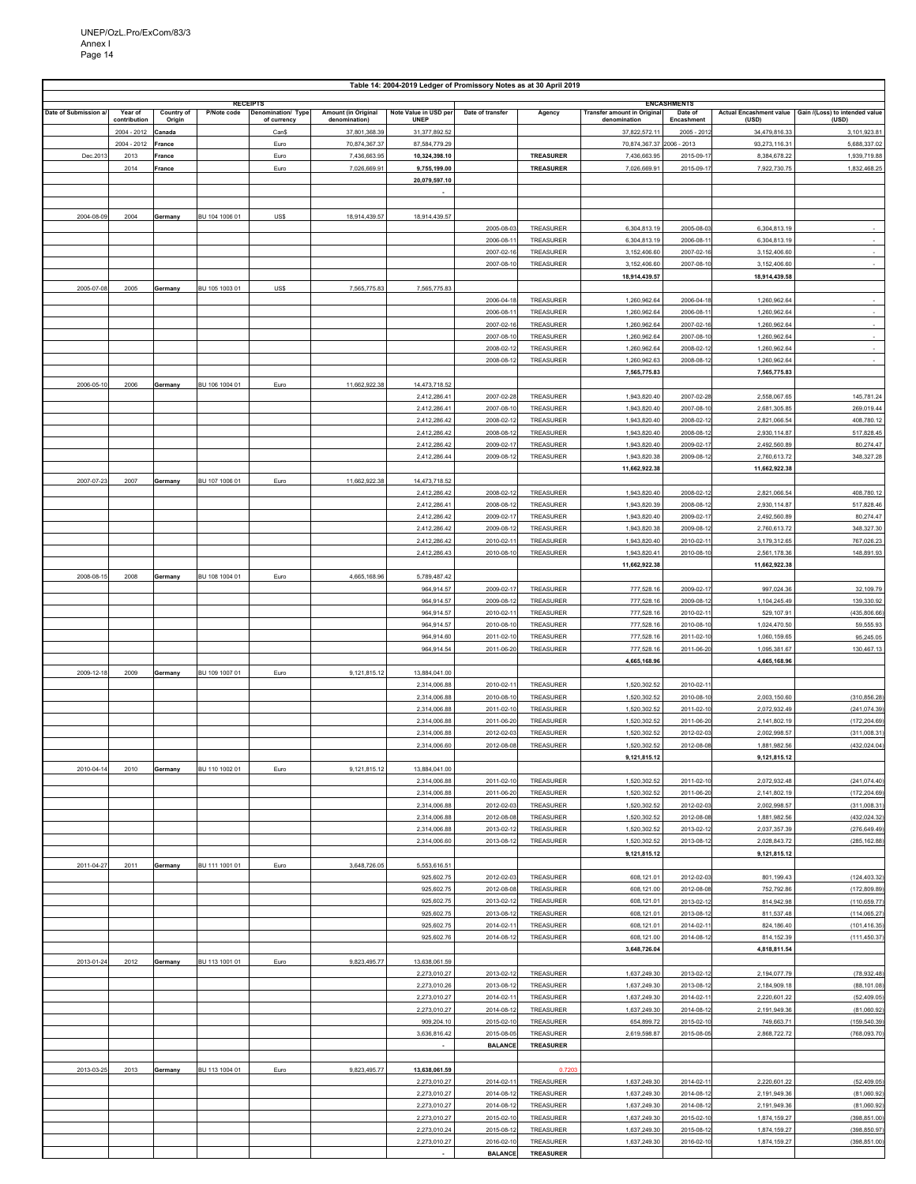**Table 14: 2004-2019 Ledger of Promissory Notes as at 30 April 2019**

| RECEIPTS | | | | | | | | | ENCASHMENTS | | | |
|---|---|---|---|---|---|---|---|---|---|---|---|---|
| Date of Submission a/ | Year of contribution | Country of Origin | P/Note code | Denomination/ Type of currency | Amount (in Original denomination) | Note Value in USD per UNEP | Date of transfer | Agency | Transfer amount in Original denomination | Date of Encashment | Actual Encashment value (USD) | Gain /(Loss) to intended value (USD) |
| | 2004 - 2012 | Canada | | Can$ | 37,801,368.39 | 31,377,892.52 | | | 37,822,572.11 | 2005 - 2012 | 34,479,816.33 | 3,101,923.81 |
| | 2004 - 2012 | France | | Euro | 70,874,367.37 | 87,584,779.29 | | | 70,874,367.37 | 2006 - 2013 | 93,273,116.31 | 5,688,337.02 |
| Dec.2013 | 2013 | France | | Euro | 7,436,663.95 | 10,324,398.10 | | TREASURER | 7,436,663.95 | 2015-09-17 | 8,384,678.22 | 1,939,719.88 |
| | 2014 | France | | Euro | 7,026,669.91 | 9,755,199.00 | | TREASURER | 7,026,669.91 | 2015-09-17 | 7,922,730.75 | 1,832,468.25 |
| | | | | | | 20,079,597.10 | | | | | | |
| | | | | | | - | | | | | | |
| | | | | | | | | | | | | |
| 2004-08-09 | 2004 | Germany | BU 104 1006 01 | US$ | 18,914,439.57 | 18,914,439.57 | | | | | | |
| | | | | | | | 2005-08-03 | TREASURER | 6,304,813.19 | 2005-08-03 | 6,304,813.19 | - |
| | | | | | | | 2006-08-11 | TREASURER | 6,304,813.19 | 2006-08-11 | 6,304,813.19 | - |
| | | | | | | | 2007-02-16 | TREASURER | 3,152,406.60 | 2007-02-16 | 3,152,406.60 | - |
| | | | | | | | 2007-08-10 | TREASURER | 3,152,406.60 | 2007-08-10 | 3,152,406.60 | - |
| | | | | | | | | | 18,914,439.57 | | 18,914,439.58 | |
| 2005-07-08 | 2005 | Germany | BU 105 1003 01 | US$ | 7,565,775.83 | 7,565,775.83 | | | | | | |
| | | | | | | | 2006-04-18 | TREASURER | 1,260,962.64 | 2006-04-18 | 1,260,962.64 | - |
| | | | | | | | 2006-08-11 | TREASURER | 1,260,962.64 | 2006-08-11 | 1,260,962.64 | - |
| | | | | | | | 2007-02-16 | TREASURER | 1,260,962.64 | 2007-02-16 | 1,260,962.64 | - |
| | | | | | | | 2007-08-10 | TREASURER | 1,260,962.64 | 2007-08-10 | 1,260,962.64 | - |
| | | | | | | | 2008-02-12 | TREASURER | 1,260,962.64 | 2008-02-12 | 1,260,962.64 | - |
| | | | | | | | 2008-08-12 | TREASURER | 1,260,962.63 | 2008-08-12 | 1,260,962.64 | - |
| | | | | | | | | | 7,565,775.83 | | 7,565,775.83 | |
| 2006-05-10 | 2006 | Germany | BU 106 1004 01 | Euro | 11,662,922.38 | 14,473,718.52 | | | | | | |
| | | | | | | 2,412,286.41 | 2007-02-28 | TREASURER | 1,943,820.40 | 2007-02-28 | 2,558,067.65 | 145,781.24 |
| | | | | | | 2,412,286.41 | 2007-08-10 | TREASURER | 1,943,820.40 | 2007-08-10 | 2,681,305.85 | 269,019.44 |
| | | | | | | 2,412,286.42 | 2008-02-12 | TREASURER | 1,943,820.40 | 2008-02-12 | 2,821,066.54 | 408,780.12 |
| | | | | | | 2,412,286.42 | 2008-08-12 | TREASURER | 1,943,820.40 | 2008-08-12 | 2,930,114.87 | 517,828.45 |
| | | | | | | 2,412,286.42 | 2009-02-17 | TREASURER | 1,943,820.40 | 2009-02-17 | 2,492,560.89 | 80,274.47 |
| | | | | | | 2,412,286.44 | 2009-08-12 | TREASURER | 1,943,820.38 | 2009-08-12 | 2,760,613.72 | 348,327.28 |
| | | | | | | | | | 11,662,922.38 | | 11,662,922.38 | |
| 2007-07-23 | 2007 | Germany | BU 107 1006 01 | Euro | 11,662,922.38 | 14,473,718.52 | | | | | | |
| | | | | | | 2,412,286.42 | 2008-02-12 | TREASURER | 1,943,820.40 | 2008-02-12 | 2,821,066.54 | 408,780.12 |
| | | | | | | 2,412,286.41 | 2008-08-12 | TREASURER | 1,943,820.39 | 2008-08-12 | 2,930,114.87 | 517,828.46 |
| | | | | | | 2,412,286.42 | 2009-02-17 | TREASURER | 1,943,820.40 | 2009-02-17 | 2,492,560.89 | 80,274.47 |
| | | | | | | 2,412,286.42 | 2009-08-12 | TREASURER | 1,943,820.38 | 2009-08-12 | 2,760,613.72 | 348,327.30 |
| | | | | | | 2,412,286.42 | 2010-02-11 | TREASURER | 1,943,820.40 | 2010-02-11 | 3,179,312.65 | 767,026.23 |
| | | | | | | 2,412,286.43 | 2010-08-10 | TREASURER | 1,943,820.41 | 2010-08-10 | 2,561,178.36 | 148,891.93 |
| | | | | | | | | | 11,662,922.38 | | 11,662,922.38 | |
| 2008-08-15 | 2008 | Germany | BU 108 1004 01 | Euro | 4,665,168.96 | 5,789,487.42 | | | | | | |
| | | | | | | 964,914.57 | 2009-02-17 | TREASURER | 777,528.16 | 2009-02-17 | 997,024.36 | 32,109.79 |
| | | | | | | 964,914.57 | 2009-08-12 | TREASURER | 777,528.16 | 2009-08-12 | 1,104,245.49 | 139,330.92 |
| | | | | | | 964,914.57 | 2010-02-11 | TREASURER | 777,528.16 | 2010-02-11 | 529,107.91 | (435,806.66) |
| | | | | | | 964,914.57 | 2010-08-10 | TREASURER | 777,528.16 | 2010-08-10 | 1,024,470.50 | 59,555.93 |
| | | | | | | 964,914.60 | 2011-02-10 | TREASURER | 777,528.16 | 2011-02-10 | 1,060,159.65 | 95,245.05 |
| | | | | | | 964,914.54 | 2011-06-20 | TREASURER | 777,528.16 | 2011-06-20 | 1,095,381.67 | 130,467.13 |
| | | | | | | | | | 4,665,168.96 | | 4,665,168.96 | |
| 2009-12-18 | 2009 | Germany | BU 109 1007 01 | Euro | 9,121,815.12 | 13,884,041.00 | | | | | | |
| | | | | | | 2,314,006.88 | 2010-02-11 | TREASURER | 1,520,302.52 | 2010-02-11 | | |
| | | | | | | 2,314,006.88 | 2010-08-10 | TREASURER | 1,520,302.52 | 2010-08-10 | 2,003,150.60 | (310,856.28) |
| | | | | | | 2,314,006.88 | 2011-02-10 | TREASURER | 1,520,302.52 | 2011-02-10 | 2,072,932.49 | (241,074.39) |
| | | | | | | 2,314,006.88 | 2011-06-20 | TREASURER | 1,520,302.52 | 2011-06-20 | 2,141,802.19 | (172,204.69) |
| | | | | | | 2,314,006.88 | 2012-02-03 | TREASURER | 1,520,302.52 | 2012-02-03 | 2,002,998.57 | (311,008.31) |
| | | | | | | 2,314,006.60 | 2012-08-08 | TREASURER | 1,520,302.52 | 2012-08-08 | 1,881,982.56 | (432,024.04) |
| | | | | | | | | | 9,121,815.12 | | 9,121,815.12 | |
| 2010-04-14 | 2010 | Germany | BU 110 1002 01 | Euro | 9,121,815.12 | 13,884,041.00 | | | | | | |
| | | | | | | 2,314,006.88 | 2011-02-10 | TREASURER | 1,520,302.52 | 2011-02-10 | 2,072,932.48 | (241,074.40) |
| | | | | | | 2,314,006.88 | 2011-06-20 | TREASURER | 1,520,302.52 | 2011-06-20 | 2,141,802.19 | (172,204.69) |
| | | | | | | 2,314,006.88 | 2012-02-03 | TREASURER | 1,520,302.52 | 2012-02-03 | 2,002,998.57 | (311,008.31) |
| | | | | | | 2,314,006.88 | 2012-08-08 | TREASURER | 1,520,302.52 | 2012-08-08 | 1,881,982.56 | (432,024.32) |
| | | | | | | 2,314,006.88 | 2013-02-12 | TREASURER | 1,520,302.52 | 2013-02-12 | 2,037,357.39 | (276,649.49) |
| | | | | | | 2,314,006.60 | 2013-08-12 | TREASURER | 1,520,302.52 | 2013-08-12 | 2,028,843.72 | (285,162.88) |
| | | | | | | | | | 9,121,815.12 | | 9,121,815.12 | |
| 2011-04-27 | 2011 | Germany | BU 111 1001 01 | Euro | 3,648,726.05 | 5,553,616.51 | | | | | | |
| | | | | | | 925,602.75 | 2012-02-03 | TREASURER | 608,121.01 | 2012-02-03 | 801,199.43 | (124,403.32) |
| | | | | | | 925,602.75 | 2012-08-08 | TREASURER | 608,121.00 | 2012-08-08 | 752,792.86 | (172,809.89) |
| | | | | | | 925,602.75 | 2013-02-12 | TREASURER | 608,121.01 | 2013-02-12 | 814,942.98 | (110,659.77) |
| | | | | | | 925,602.75 | 2013-08-12 | TREASURER | 608,121.01 | 2013-08-12 | 811,537.48 | (114,065.27) |
| | | | | | | 925,602.75 | 2014-02-11 | TREASURER | 608,121.01 | 2014-02-11 | 824,186.40 | (101,416.35) |
| | | | | | | 925,602.76 | 2014-08-12 | TREASURER | 608,121.00 | 2014-08-12 | 814,152.39 | (111,450.37) |
| | | | | | | | | | 3,648,726.04 | | 4,818,811.54 | |
| 2013-01-24 | 2012 | Germany | BU 113 1001 01 | Euro | 9,823,495.77 | 13,638,061.59 | | | | | | |
| | | | | | | 2,273,010.27 | 2013-02-12 | TREASURER | 1,637,249.30 | 2013-02-12 | 2,194,077.79 | (78,932.48) |
| | | | | | | 2,273,010.26 | 2013-08-12 | TREASURER | 1,637,249.30 | 2013-08-12 | 2,184,909.18 | (88,101.08) |
| | | | | | | 2,273,010.27 | 2014-02-11 | TREASURER | 1,637,249.30 | 2014-02-11 | 2,220,601.22 | (52,409.05) |
| | | | | | | 2,273,010.27 | 2014-08-12 | TREASURER | 1,637,249.30 | 2014-08-12 | 2,191,949.36 | (81,060.92) |
| | | | | | | 909,204.10 | 2015-02-10 | TREASURER | 654,899.72 | 2015-02-10 | 749,663.71 | (159,540.39) |
| | | | | | | 3,636,816.42 | 2015-08-05 | TREASURER | 2,619,598.87 | 2015-08-05 | 2,868,722.72 | (768,093.70) |
| | | | | | | - | BALANCE | TREASURER | | | | |
| | | | | | | | | | | | | |
| 2013-03-25 | 2013 | Germany | BU 113 1004 01 | Euro | 9,823,495.77 | 13,638,061.59 | | 0.7203 | | | | |
| | | | | | | 2,273,010.27 | 2014-02-11 | TREASURER | 1,637,249.30 | 2014-02-11 | 2,220,601.22 | (52,409.05) |
| | | | | | | 2,273,010.27 | 2014-08-12 | TREASURER | 1,637,249.30 | 2014-08-12 | 2,191,949.36 | (81,060.92) |
| | | | | | | 2,273,010.27 | 2014-08-12 | TREASURER | 1,637,249.30 | 2014-08-12 | 2,191,949.36 | (81,060.92) |
| | | | | | | 2,273,010.27 | 2015-02-10 | TREASURER | 1,637,249.30 | 2015-02-10 | 1,874,159.27 | (398,851.00) |
| | | | | | | 2,273,010.24 | 2015-08-12 | TREASURER | 1,637,249.30 | 2015-08-12 | 1,874,159.27 | (398,850.97) |
| | | | | | | 2,273,010.27 | 2016-02-10 | TREASURER | 1,637,249.30 | 2016-02-10 | 1,874,159.27 | (398,851.00) |
| | | | | | | - | BALANCE | TREASURER | | | | |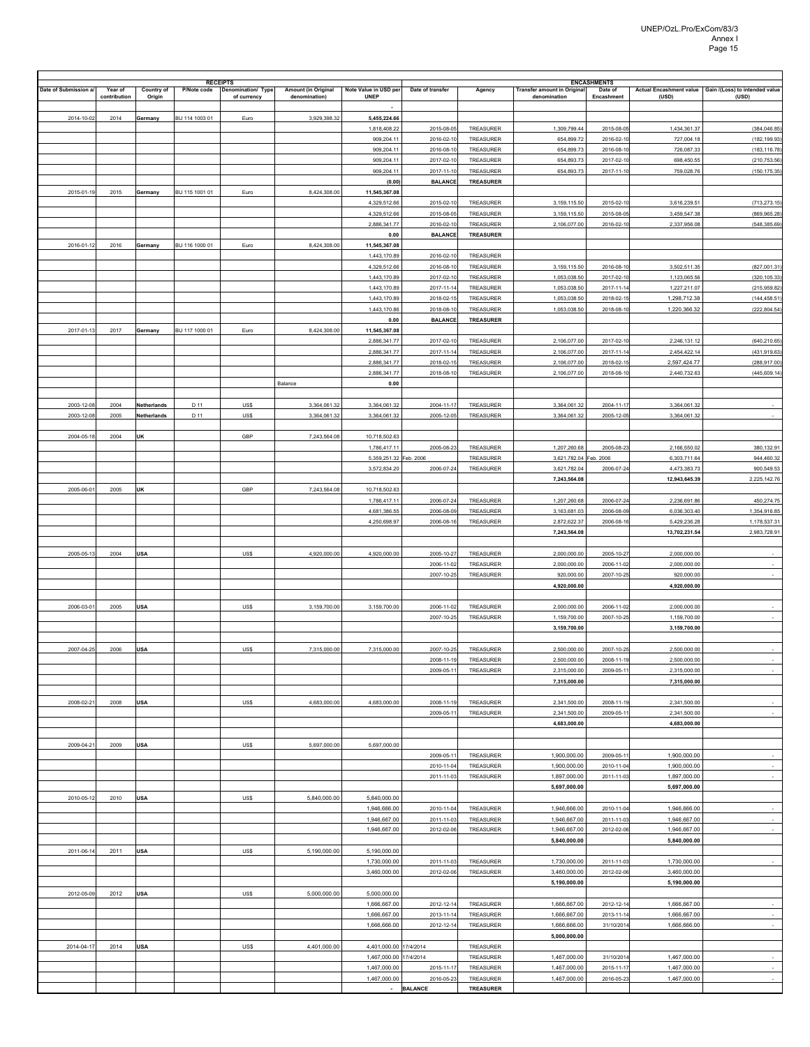| RECEIPTS | | | | | | | | | ENCASHMENTS | | | |
|---|---|---|---|---|---|---|---|---|---|---|---|---|
| Date of Submission a/ | Year of contribution | Country of Origin | P/Note code | Denomination/ Type of currency | Amount (in Original denomination) | Note Value in USD per UNEP | Date of transfer | Agency | Transfer amount in Original denomination | Date of Encashment | Actual Encashment value (USD) | Gain /(Loss) to intended value (USD) |
| | | | | | | - | | | | | | |
| 2014-10-02 | 2014 | Germany | BU 114 1003 01 | Euro | 3,929,398.32 | 5,455,224.66 | | | | | | |
| | | | | | | 1,818,408.22 | 2015-08-05 | TREASURER | 1,309,799.44 | 2015-08-05 | 1,434,361.37 | (384,046.85) |
| | | | | | | 909,204.11 | 2016-02-10 | TREASURER | 654,899.72 | 2016-02-10 | 727,004.18 | (182,199.93) |
| | | | | | | 909,204.11 | 2016-08-10 | TREASURER | 654,899.73 | 2016-08-10 | 726,087.33 | (183,116.78) |
| | | | | | | 909,204.11 | 2017-02-10 | TREASURER | 654,893.73 | 2017-02-10 | 698,450.55 | (210,753.56) |
| | | | | | | 909,204.11 | 2017-11-10 | TREASURER | 654,893.73 | 2017-11-10 | 759,028.76 | (150,175.35) |
| | | | | | | (0.00) | BALANCE | TREASURER | | | | |
| 2015-01-19 | 2015 | Germany | BU 115 1001 01 | Euro | 8,424,308.00 | 11,545,367.08 | | | | | | |
| | | | | | | 4,329,512.66 | 2015-02-10 | TREASURER | 3,159,115.50 | 2015-02-10 | 3,616,239.51 | (713,273.15) |
| | | | | | | 4,329,512.66 | 2015-08-05 | TREASURER | 3,159,115.50 | 2015-08-05 | 3,459,547.38 | (869,965.28) |
| | | | | | | 2,886,341.77 | 2016-02-10 | TREASURER | 2,106,077.00 | 2016-02-10 | 2,337,956.08 | (548,385.69) |
| | | | | | | 0.00 | BALANCE | TREASURER | | | | |
| 2016-01-12 | 2016 | Germany | BU 116 1000 01 | Euro | 8,424,308.00 | 11,545,367.08 | | | | | | |
| | | | | | | 1,443,170.89 | 2016-02-10 | TREASURER | | | | |
| | | | | | | 4,329,512.66 | 2016-08-10 | TREASURER | 3,159,115.50 | 2016-08-10 | 3,502,511.35 | (827,001.31) |
| | | | | | | 1,443,170.89 | 2017-02-10 | TREASURER | 1,053,038.50 | 2017-02-10 | 1,123,065.56 | (320,105.33) |
| | | | | | | 1,443,170.89 | 2017-11-14 | TREASURER | 1,053,038.50 | 2017-11-14 | 1,227,211.07 | (215,959.82) |
| | | | | | | 1,443,170.89 | 2018-02-15 | TREASURER | 1,053,038.50 | 2018-02-15 | 1,298,712.38 | (144,458.51) |
| | | | | | | 1,443,170.86 | 2018-08-10 | TREASURER | 1,053,038.50 | 2018-08-10 | 1,220,366.32 | (222,804.54) |
| | | | | | | 0.00 | BALANCE | TREASURER | | | | |
| 2017-01-13 | 2017 | Germany | BU 117 1000 01 | Euro | 8,424,308.00 | 11,545,367.08 | | | | | | |
| | | | | | | 2,886,341.77 | 2017-02-10 | TREASURER | 2,106,077.00 | 2017-02-10 | 2,246,131.12 | (640,210.65) |
| | | | | | | 2,886,341.77 | 2017-11-14 | TREASURER | 2,106,077.00 | 2017-11-14 | 2,454,422.14 | (431,919.63) |
| | | | | | | 2,886,341.77 | 2018-02-15 | TREASURER | 2,106,077.00 | 2018-02-15 | 2,597,424.77 | (288,917.00) |
| | | | | | | 2,886,341.77 | 2018-08-10 | TREASURER | 2,106,077.00 | 2018-08-10 | 2,440,732.63 | (445,609.14) |
| | | | | | Balance | 0.00 | | | | | | |
| | | | | | | | | | | | | |
| 2003-12-08 | 2004 | Netherlands | D 11 | US$ | 3,364,061.32 | 3,364,061.32 | 2004-11-17 | TREASURER | 3,364,061.32 | 2004-11-17 | 3,364,061.32 | - |
| 2003-12-08 | 2005 | Netherlands | D 11 | US$ | 3,364,061.32 | 3,364,061.32 | 2005-12-05 | TREASURER | 3,364,061.32 | 2005-12-05 | 3,364,061.32 | - |
| | | | | | | | | | | | | |
| 2004-05-18 | 2004 | UK | | GBP | 7,243,564.08 | 10,718,502.63 | | | | | | |
| | | | | | | 1,786,417.11 | 2005-08-23 | TREASURER | 1,207,260.68 | 2005-08-23 | 2,166,550.02 | 380,132.91 |
| | | | | | | 5,359,251.32 | Feb. 2006 | TREASURER | 3,621,782.04 | Feb. 2006 | 6,303,711.64 | 944,460.32 |
| | | | | | | 3,572,834.20 | 2006-07-24 | TREASURER | 3,621,782.04 | 2006-07-24 | 4,473,383.73 | 900,549.53 |
| | | | | | | | | | 7,243,564.08 | | 12,943,645.39 | 2,225,142.76 |
| 2005-06-01 | 2005 | UK | | GBP | 7,243,564.08 | 10,718,502.63 | | | | | | |
| | | | | | | 1,786,417.11 | 2006-07-24 | TREASURER | 1,207,260.68 | 2006-07-24 | 2,236,691.86 | 450,274.75 |
| | | | | | | 4,681,386.55 | 2006-08-09 | TREASURER | 3,163,681.03 | 2006-08-09 | 6,036,303.40 | 1,354,916.85 |
| | | | | | | 4,250,698.97 | 2006-08-16 | TREASURER | 2,872,622.37 | 2006-08-16 | 5,429,236.28 | 1,178,537.31 |
| | | | | | | | | | 7,243,564.08 | | 13,702,231.54 | 2,983,728.91 |
| | | | | | | | | | | | | |
| 2005-05-13 | 2004 | USA | | US$ | 4,920,000.00 | 4,920,000.00 | 2005-10-27 | TREASURER | 2,000,000.00 | 2005-10-27 | 2,000,000.00 | - |
| | | | | | | | 2006-11-02 | TREASURER | 2,000,000.00 | 2006-11-02 | 2,000,000.00 | - |
| | | | | | | | 2007-10-25 | TREASURER | 920,000.00 | 2007-10-25 | 920,000.00 | - |
| | | | | | | | | | 4,920,000.00 | | 4,920,000.00 | |
| | | | | | | | | | | | | |
| 2006-03-01 | 2005 | USA | | US$ | 3,159,700.00 | 3,159,700.00 | 2006-11-02 | TREASURER | 2,000,000.00 | 2006-11-02 | 2,000,000.00 | - |
| | | | | | | | 2007-10-25 | TREASURER | 1,159,700.00 | 2007-10-25 | 1,159,700.00 | - |
| | | | | | | | | | 3,159,700.00 | | 3,159,700.00 | |
| | | | | | | | | | | | | |
| 2007-04-25 | 2006 | USA | | US$ | 7,315,000.00 | 7,315,000.00 | 2007-10-25 | TREASURER | 2,500,000.00 | 2007-10-25 | 2,500,000.00 | - |
| | | | | | | | 2008-11-19 | TREASURER | 2,500,000.00 | 2008-11-19 | 2,500,000.00 | - |
| | | | | | | | 2009-05-11 | TREASURER | 2,315,000.00 | 2009-05-11 | 2,315,000.00 | - |
| | | | | | | | | | 7,315,000.00 | | 7,315,000.00 | |
| | | | | | | | | | | | | |
| 2008-02-21 | 2008 | USA | | US$ | 4,683,000.00 | 4,683,000.00 | 2008-11-19 | TREASURER | 2,341,500.00 | 2008-11-19 | 2,341,500.00 | - |
| | | | | | | | 2009-05-11 | TREASURER | 2,341,500.00 | 2009-05-11 | 2,341,500.00 | - |
| | | | | | | | | | 4,683,000.00 | | 4,683,000.00 | |
| | | | | | | | | | | | | |
| 2009-04-21 | 2009 | USA | | US$ | 5,697,000.00 | 5,697,000.00 | | | | | | |
| | | | | | | | 2009-05-11 | TREASURER | 1,900,000.00 | 2009-05-11 | 1,900,000.00 | - |
| | | | | | | | 2010-11-04 | TREASURER | 1,900,000.00 | 2010-11-04 | 1,900,000.00 | - |
| | | | | | | | 2011-11-03 | TREASURER | 1,897,000.00 | 2011-11-03 | 1,897,000.00 | - |
| | | | | | | | | | 5,697,000.00 | | 5,697,000.00 | |
| 2010-05-12 | 2010 | USA | | US$ | 5,840,000.00 | 5,840,000.00 | | | | | | |
| | | | | | | 1,946,666.00 | 2010-11-04 | TREASURER | 1,946,666.00 | 2010-11-04 | 1,946,666.00 | - |
| | | | | | | 1,946,667.00 | 2011-11-03 | TREASURER | 1,946,667.00 | 2011-11-03 | 1,946,667.00 | - |
| | | | | | | 1,946,667.00 | 2012-02-06 | TREASURER | 1,946,667.00 | 2012-02-06 | 1,946,667.00 | - |
| | | | | | | | | | 5,840,000.00 | | 5,840,000.00 | |
| 2011-06-14 | 2011 | USA | | US$ | 5,190,000.00 | 5,190,000.00 | | | | | | |
| | | | | | | 1,730,000.00 | 2011-11-03 | TREASURER | 1,730,000.00 | 2011-11-03 | 1,730,000.00 | - |
| | | | | | | 3,460,000.00 | 2012-02-06 | TREASURER | 3,460,000.00 | 2012-02-06 | 3,460,000.00 | |
| | | | | | | | | | 5,190,000.00 | | 5,190,000.00 | |
| 2012-05-09 | 2012 | USA | | US$ | 5,000,000.00 | 5,000,000.00 | | | | | | |
| | | | | | | 1,666,667.00 | 2012-12-14 | TREASURER | 1,666,667.00 | 2012-12-14 | 1,666,667.00 | - |
| | | | | | | 1,666,667.00 | 2013-11-14 | TREASURER | 1,666,667.00 | 2013-11-14 | 1,666,667.00 | - |
| | | | | | | 1,666,666.00 | 2012-12-14 | TREASURER | 1,666,666.00 | 31/10/2014 | 1,666,666.00 | - |
| | | | | | | | | | 5,000,000.00 | | | |
| 2014-04-17 | 2014 | USA | | US$ | 4,401,000.00 | 4,401,000.00 | 17/4/2014 | TREASURER | | | | |
| | | | | | | 1,467,000.00 | 17/4/2014 | TREASURER | 1,467,000.00 | 31/10/2014 | 1,467,000.00 | - |
| | | | | | | 1,467,000.00 | 2015-11-17 | TREASURER | 1,467,000.00 | 2015-11-17 | 1,467,000.00 | - |
| | | | | | | 1,467,000.00 | 2016-05-23 | TREASURER | 1,467,000.00 | 2016-05-23 | 1,467,000.00 | - |
| | | | | | | - | BALANCE | TREASURER | | | | |